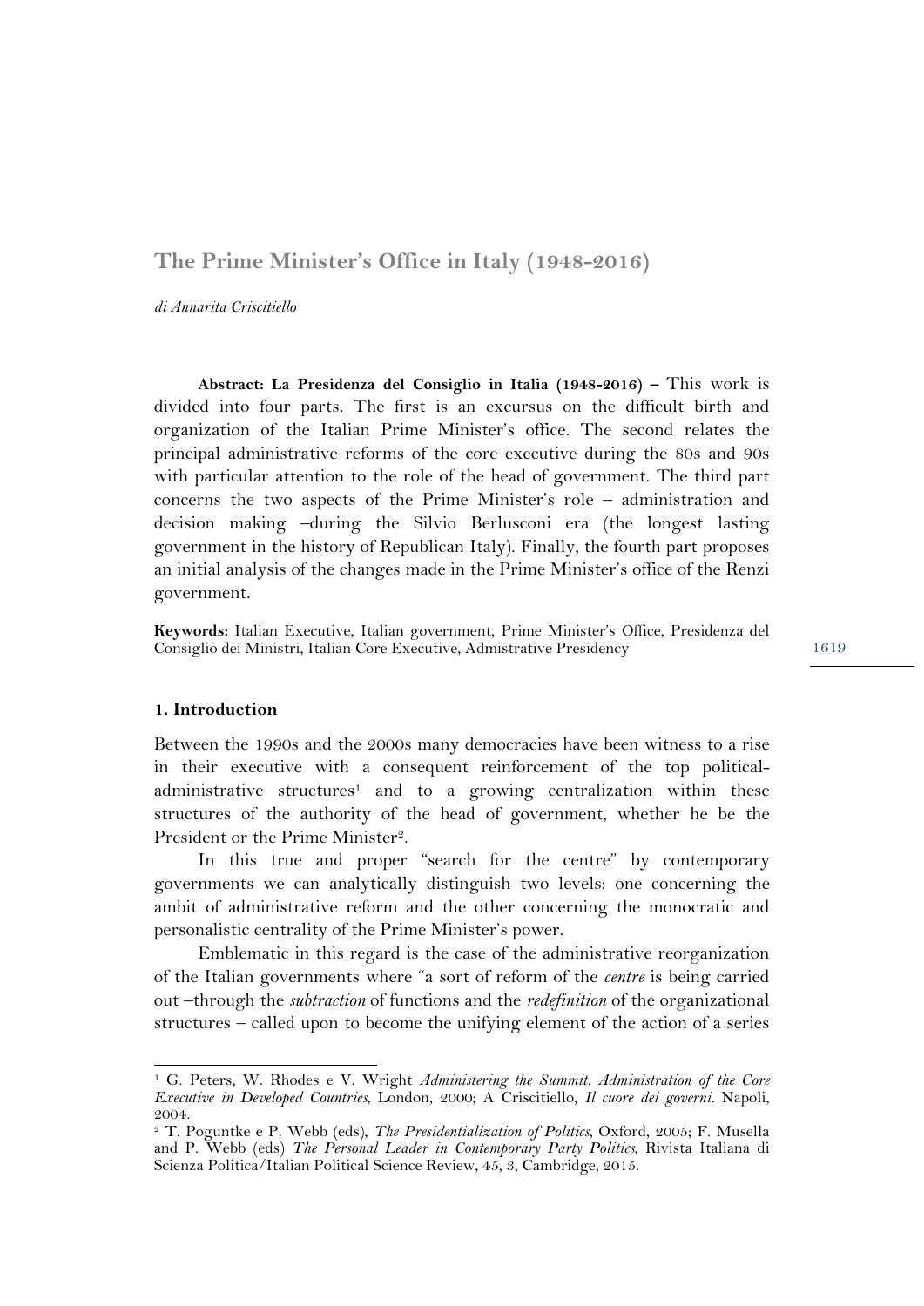# The Prime Minister's Office in Italy (1948-2016)

*di Annarita Criscitiello*

**Abstract: La Presidenza del Consiglio in Italia (1948-2016) –** This work is divided into four parts. The first is an excursus on the difficult birth and organization of the Italian Prime Minister's office. The second relates the principal administrative reforms of the core executive during the 80s and 90s with particular attention to the role of the head of government. The third part concerns the two aspects of the Prime Minister's role – administration and decision making –during the Silvio Berlusconi era (the longest lasting government in the history of Republican Italy). Finally, the fourth part proposes an initial analysis of the changes made in the Prime Minister's office of the Renzi government.

**Keywords:** Italian Executive, Italian government, Prime Minister's Office, Presidenza del Consiglio dei Ministri, Italian Core Executive, Admistrative Presidency

## 1. Introduction

Between the 1990s and the 2000s many democracies have been witness to a rise in their executive with a consequent reinforcement of the top political-administrative structures[1] and to a growing centralization within these structures of the authority of the head of government, whether he be the President or the Prime Minister[2].

In this true and proper "search for the centre" by contemporary governments we can analytically distinguish two levels: one concerning the ambit of administrative reform and the other concerning the monocratic and personalistic centrality of the Prime Minister's power.

Emblematic in this regard is the case of the administrative reorganization of the Italian governments where "a sort of reform of the *centre* is being carried out –through the *subtraction* of functions and the *redefinition* of the organizational structures – called upon to become the unifying element of the action of a series

---

[1] G. Peters, W. Rhodes e V. Wright *Administering the Summit. Administration of the Core Executive in Developed Countries*, London, 2000; A Criscitiello, *Il cuore dei governi*. Napoli, 2004.

[2] T. Poguntke e P. Webb (eds), *The Presidentialization of Politics*, Oxford, 2005; F. Musella and P. Webb (eds) *The Personal Leader in Contemporary Party Politics*, Rivista Italiana di Scienza Politica/Italian Political Science Review, 45, 3, Cambridge, 2015.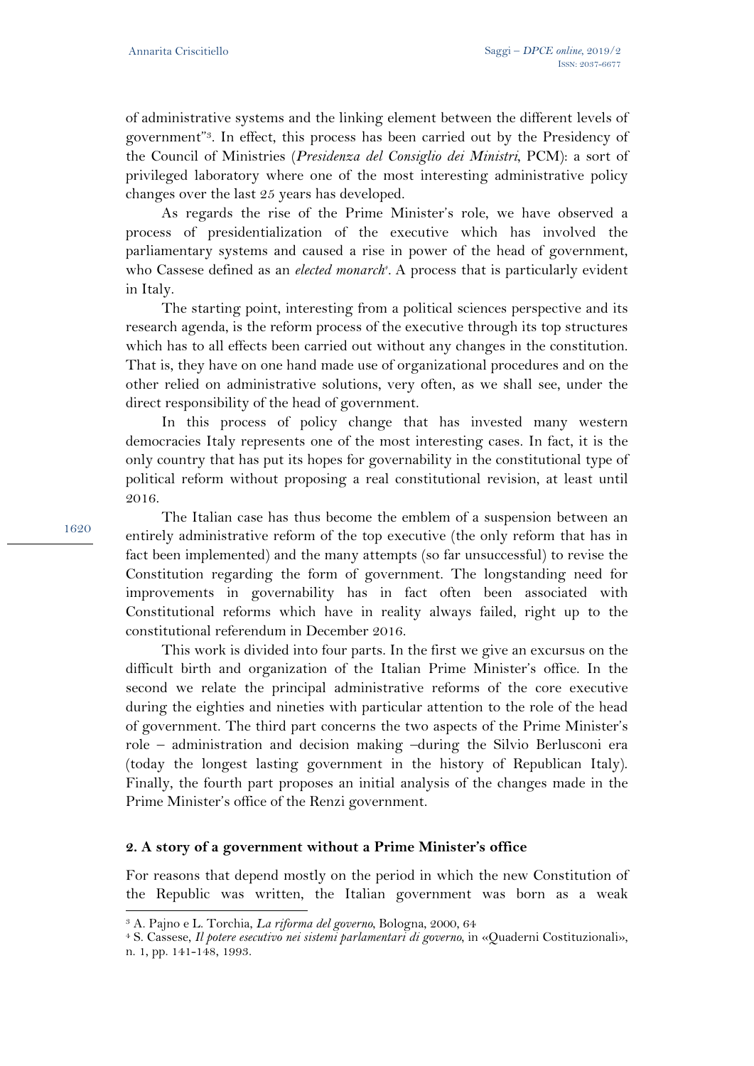of administrative systems and the linking element between the different levels of government"[3]. In effect, this process has been carried out by the Presidency of the Council of Ministries (*Presidenza del Consiglio dei Ministri*, PCM): a sort of privileged laboratory where one of the most interesting administrative policy changes over the last 25 years has developed.

As regards the rise of the Prime Minister's role, we have observed a process of presidentialization of the executive which has involved the parliamentary systems and caused a rise in power of the head of government, who Cassese defined as an *elected monarch*[4]. A process that is particularly evident in Italy.

The starting point, interesting from a political sciences perspective and its research agenda, is the reform process of the executive through its top structures which has to all effects been carried out without any changes in the constitution. That is, they have on one hand made use of organizational procedures and on the other relied on administrative solutions, very often, as we shall see, under the direct responsibility of the head of government.

In this process of policy change that has invested many western democracies Italy represents one of the most interesting cases. In fact, it is the only country that has put its hopes for governability in the constitutional type of political reform without proposing a real constitutional revision, at least until 2016.

The Italian case has thus become the emblem of a suspension between an entirely administrative reform of the top executive (the only reform that has in fact been implemented) and the many attempts (so far unsuccessful) to revise the Constitution regarding the form of government. The longstanding need for improvements in governability has in fact often been associated with Constitutional reforms which have in reality always failed, right up to the constitutional referendum in December 2016.

This work is divided into four parts. In the first we give an excursus on the difficult birth and organization of the Italian Prime Minister's office. In the second we relate the principal administrative reforms of the core executive during the eighties and nineties with particular attention to the role of the head of government. The third part concerns the two aspects of the Prime Minister's role – administration and decision making –during the Silvio Berlusconi era (today the longest lasting government in the history of Republican Italy). Finally, the fourth part proposes an initial analysis of the changes made in the Prime Minister's office of the Renzi government.

## 2. A story of a government without a Prime Minister's office

For reasons that depend mostly on the period in which the new Constitution of the Republic was written, the Italian government was born as a weak

[3] A. Pajno e L. Torchia, *La riforma del governo*, Bologna, 2000, 64

[4] S. Cassese, *Il potere esecutivo nei sistemi parlamentari di governo*, in «Quaderni Costituzionali», n. 1, pp. 141-148, 1993.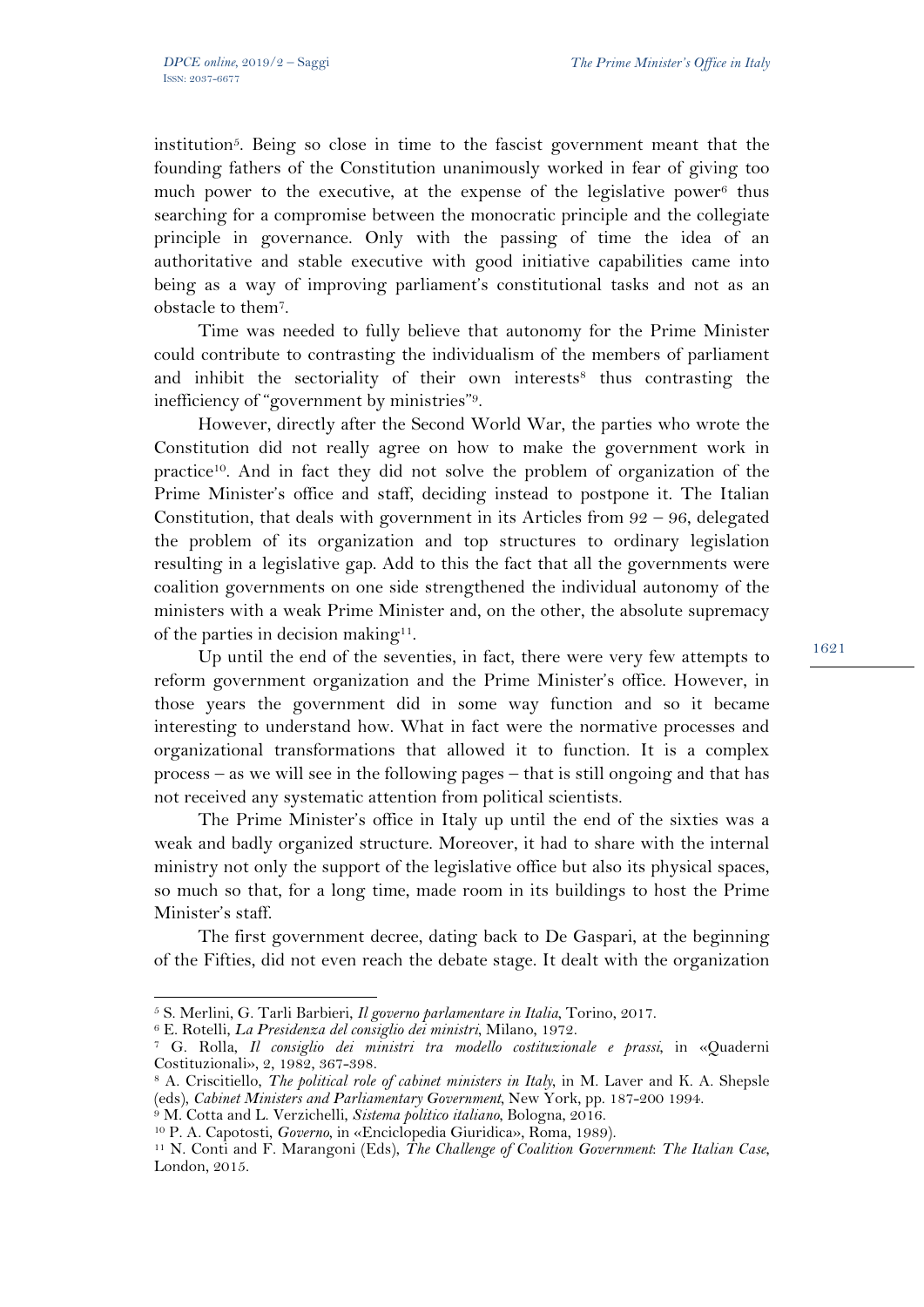institution[5]. Being so close in time to the fascist government meant that the founding fathers of the Constitution unanimously worked in fear of giving too much power to the executive, at the expense of the legislative power[6] thus searching for a compromise between the monocratic principle and the collegiate principle in governance. Only with the passing of time the idea of an authoritative and stable executive with good initiative capabilities came into being as a way of improving parliament's constitutional tasks and not as an obstacle to them[7].

Time was needed to fully believe that autonomy for the Prime Minister could contribute to contrasting the individualism of the members of parliament and inhibit the sectoriality of their own interests[8] thus contrasting the inefficiency of "government by ministries"[9].

However, directly after the Second World War, the parties who wrote the Constitution did not really agree on how to make the government work in practice[10]. And in fact they did not solve the problem of organization of the Prime Minister's office and staff, deciding instead to postpone it. The Italian Constitution, that deals with government in its Articles from 92 – 96, delegated the problem of its organization and top structures to ordinary legislation resulting in a legislative gap. Add to this the fact that all the governments were coalition governments on one side strengthened the individual autonomy of the ministers with a weak Prime Minister and, on the other, the absolute supremacy of the parties in decision making[11].

Up until the end of the seventies, in fact, there were very few attempts to reform government organization and the Prime Minister's office. However, in those years the government did in some way function and so it became interesting to understand how. What in fact were the normative processes and organizational transformations that allowed it to function. It is a complex process – as we will see in the following pages – that is still ongoing and that has not received any systematic attention from political scientists.

The Prime Minister's office in Italy up until the end of the sixties was a weak and badly organized structure. Moreover, it had to share with the internal ministry not only the support of the legislative office but also its physical spaces, so much so that, for a long time, made room in its buildings to host the Prime Minister's staff.

The first government decree, dating back to De Gaspari, at the beginning of the Fifties, did not even reach the debate stage. It dealt with the organization

---

[5] S. Merlini, G. Tarli Barbieri, *Il governo parlamentare in Italia*, Torino, 2017.

[6] E. Rotelli, *La Presidenza del consiglio dei ministri*, Milano, 1972.

[7] G. Rolla, *Il consiglio dei ministri tra modello costituzionale e prassi*, in «Quaderni Costituzionali», 2, 1982, 367-398.

[8] A. Criscitiello, *The political role of cabinet ministers in Italy*, in M. Laver and K. A. Shepsle (eds), *Cabinet Ministers and Parliamentary Government*, New York, pp. 187-200 1994.

[9] M. Cotta and L. Verzichelli, *Sistema politico italiano*, Bologna, 2016.

[10] P. A. Capotosti, *Governo*, in «Enciclopedia Giuridica», Roma, 1989).

[11] N. Conti and F. Marangoni (Eds), *The Challenge of Coalition Government*: *The Italian Case*, London, 2015.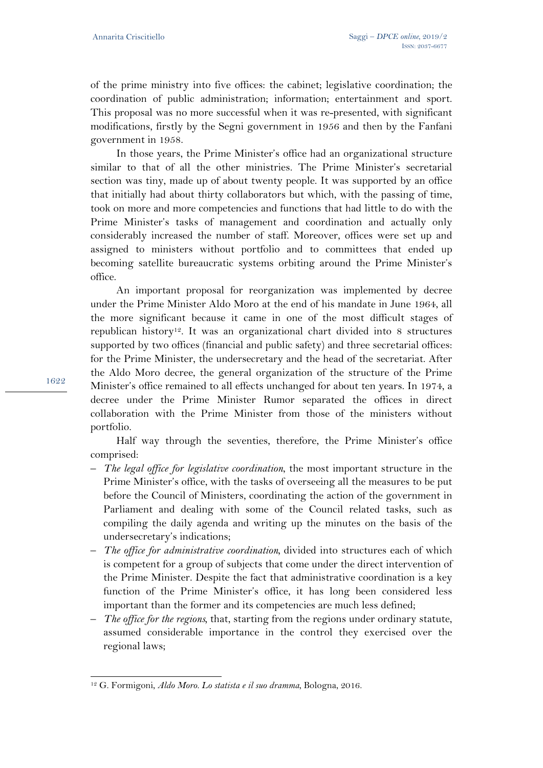of the prime ministry into five offices: the cabinet; legislative coordination; the coordination of public administration; information; entertainment and sport. This proposal was no more successful when it was re-presented, with significant modifications, firstly by the Segni government in 1956 and then by the Fanfani government in 1958.

In those years, the Prime Minister's office had an organizational structure similar to that of all the other ministries. The Prime Minister's secretarial section was tiny, made up of about twenty people. It was supported by an office that initially had about thirty collaborators but which, with the passing of time, took on more and more competencies and functions that had little to do with the Prime Minister's tasks of management and coordination and actually only considerably increased the number of staff. Moreover, offices were set up and assigned to ministers without portfolio and to committees that ended up becoming satellite bureaucratic systems orbiting around the Prime Minister's office.

An important proposal for reorganization was implemented by decree under the Prime Minister Aldo Moro at the end of his mandate in June 1964, all the more significant because it came in one of the most difficult stages of republican history[12]. It was an organizational chart divided into 8 structures supported by two offices (financial and public safety) and three secretarial offices: for the Prime Minister, the undersecretary and the head of the secretariat. After the Aldo Moro decree, the general organization of the structure of the Prime Minister's office remained to all effects unchanged for about ten years. In 1974, a decree under the Prime Minister Rumor separated the offices in direct collaboration with the Prime Minister from those of the ministers without portfolio.

Half way through the seventies, therefore, the Prime Minister's office comprised:

- *The legal office for legislative coordination*, the most important structure in the Prime Minister's office, with the tasks of overseeing all the measures to be put before the Council of Ministers, coordinating the action of the government in Parliament and dealing with some of the Council related tasks, such as compiling the daily agenda and writing up the minutes on the basis of the undersecretary's indications;
- *The office for administrative coordination*, divided into structures each of which is competent for a group of subjects that come under the direct intervention of the Prime Minister. Despite the fact that administrative coordination is a key function of the Prime Minister's office, it has long been considered less important than the former and its competencies are much less defined;
- *The office for the regions*, that, starting from the regions under ordinary statute, assumed considerable importance in the control they exercised over the regional laws;

[12] G. Formigoni, *Aldo Moro. Lo statista e il suo dramma*, Bologna, 2016.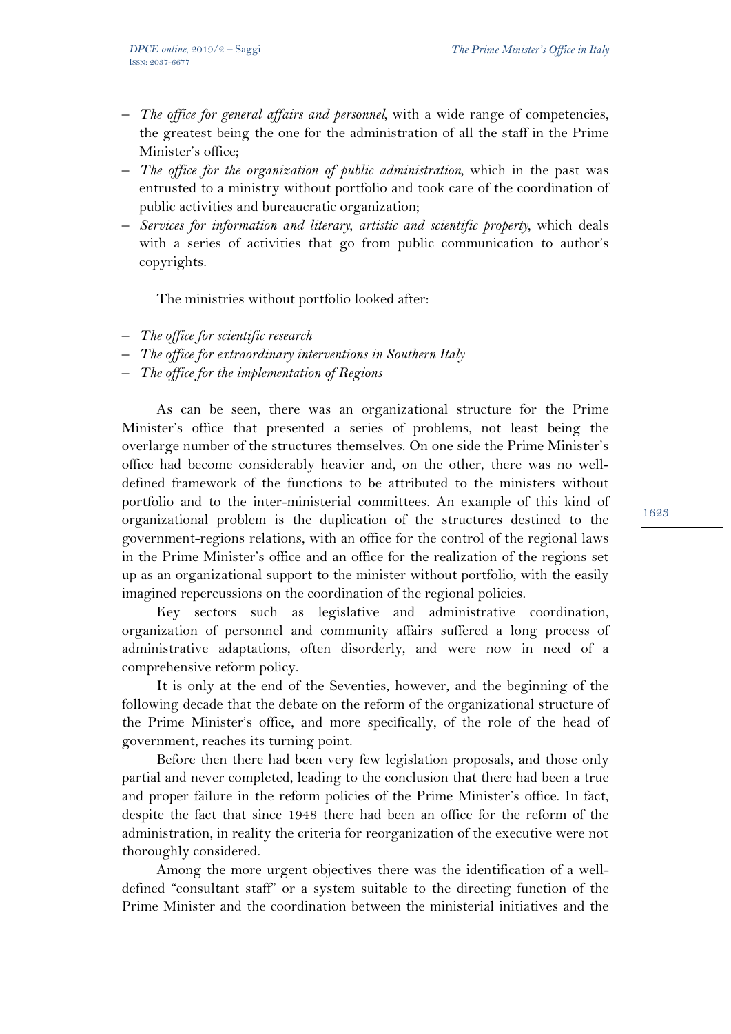- *The office for general affairs and personnel*, with a wide range of competencies, the greatest being the one for the administration of all the staff in the Prime Minister's office;
- *The office for the organization of public administration*, which in the past was entrusted to a ministry without portfolio and took care of the coordination of public activities and bureaucratic organization;
- *Services for information and literary, artistic and scientific property*, which deals with a series of activities that go from public communication to author's copyrights.

The ministries without portfolio looked after:

- *The office for scientific research*
- *The office for extraordinary interventions in Southern Italy*
- *The office for the implementation of Regions*

As can be seen, there was an organizational structure for the Prime Minister's office that presented a series of problems, not least being the overlarge number of the structures themselves. On one side the Prime Minister's office had become considerably heavier and, on the other, there was no well-defined framework of the functions to be attributed to the ministers without portfolio and to the inter-ministerial committees. An example of this kind of organizational problem is the duplication of the structures destined to the government-regions relations, with an office for the control of the regional laws in the Prime Minister's office and an office for the realization of the regions set up as an organizational support to the minister without portfolio, with the easily imagined repercussions on the coordination of the regional policies.

Key sectors such as legislative and administrative coordination, organization of personnel and community affairs suffered a long process of administrative adaptations, often disorderly, and were now in need of a comprehensive reform policy.

It is only at the end of the Seventies, however, and the beginning of the following decade that the debate on the reform of the organizational structure of the Prime Minister's office, and more specifically, of the role of the head of government, reaches its turning point.

Before then there had been very few legislation proposals, and those only partial and never completed, leading to the conclusion that there had been a true and proper failure in the reform policies of the Prime Minister's office. In fact, despite the fact that since 1948 there had been an office for the reform of the administration, in reality the criteria for reorganization of the executive were not thoroughly considered.

Among the more urgent objectives there was the identification of a well-defined "consultant staff" or a system suitable to the directing function of the Prime Minister and the coordination between the ministerial initiatives and the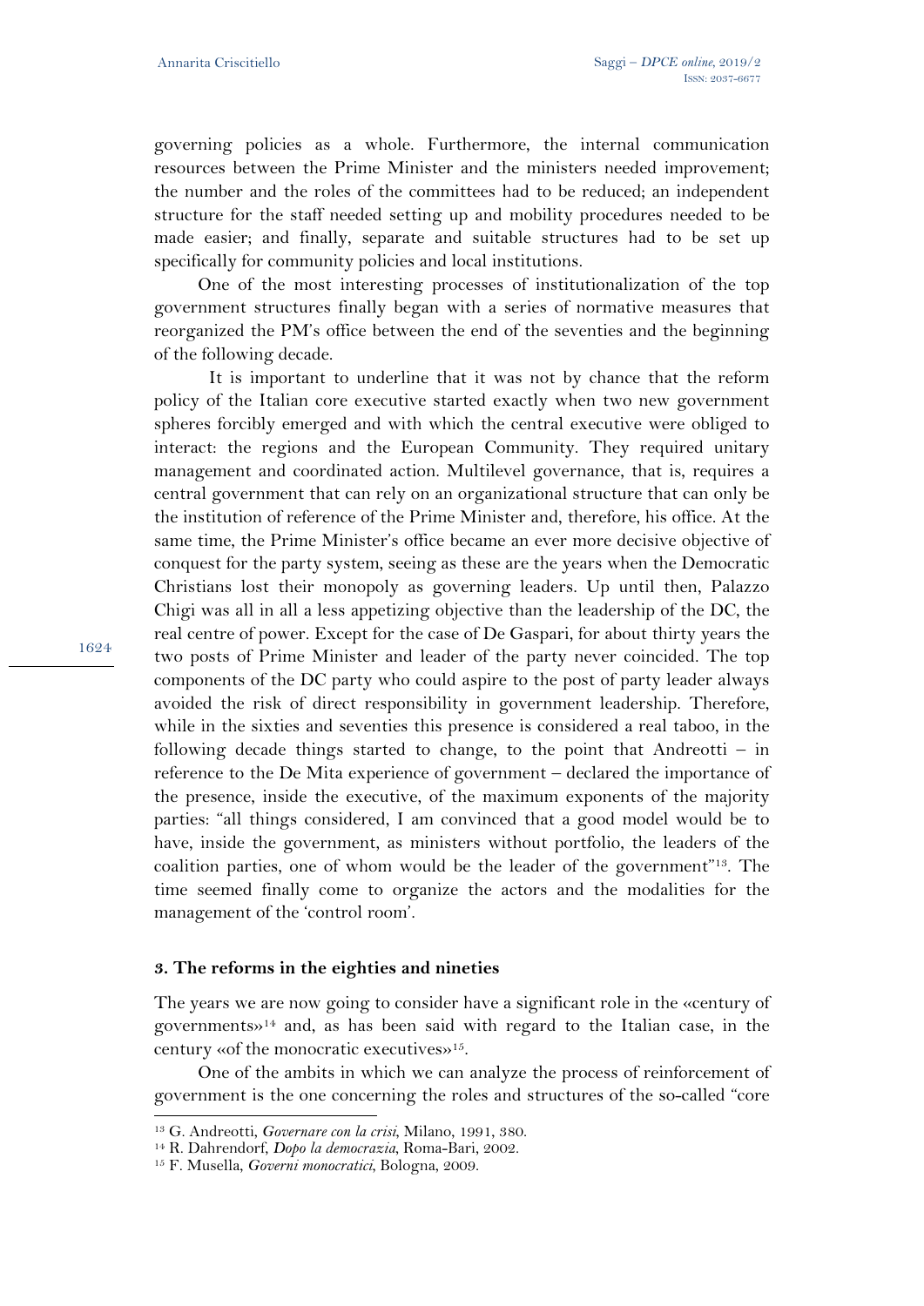governing policies as a whole. Furthermore, the internal communication resources between the Prime Minister and the ministers needed improvement; the number and the roles of the committees had to be reduced; an independent structure for the staff needed setting up and mobility procedures needed to be made easier; and finally, separate and suitable structures had to be set up specifically for community policies and local institutions.

One of the most interesting processes of institutionalization of the top government structures finally began with a series of normative measures that reorganized the PM's office between the end of the seventies and the beginning of the following decade.

It is important to underline that it was not by chance that the reform policy of the Italian core executive started exactly when two new government spheres forcibly emerged and with which the central executive were obliged to interact: the regions and the European Community. They required unitary management and coordinated action. Multilevel governance, that is, requires a central government that can rely on an organizational structure that can only be the institution of reference of the Prime Minister and, therefore, his office. At the same time, the Prime Minister's office became an ever more decisive objective of conquest for the party system, seeing as these are the years when the Democratic Christians lost their monopoly as governing leaders. Up until then, Palazzo Chigi was all in all a less appetizing objective than the leadership of the DC, the real centre of power. Except for the case of De Gaspari, for about thirty years the two posts of Prime Minister and leader of the party never coincided. The top components of the DC party who could aspire to the post of party leader always avoided the risk of direct responsibility in government leadership. Therefore, while in the sixties and seventies this presence is considered a real taboo, in the following decade things started to change, to the point that Andreotti – in reference to the De Mita experience of government – declared the importance of the presence, inside the executive, of the maximum exponents of the majority parties: "all things considered, I am convinced that a good model would be to have, inside the government, as ministers without portfolio, the leaders of the coalition parties, one of whom would be the leader of the government"[13]. The time seemed finally come to organize the actors and the modalities for the management of the 'control room'.

### 3. The reforms in the eighties and nineties

The years we are now going to consider have a significant role in the «century of governments»[14] and, as has been said with regard to the Italian case, in the century «of the monocratic executives»[15].

One of the ambits in which we can analyze the process of reinforcement of government is the one concerning the roles and structures of the so-called "core

[13] G. Andreotti, *Governare con la crisi*, Milano, 1991, 380.

[14] R. Dahrendorf, *Dopo la democrazia*, Roma-Bari, 2002.

[15] F. Musella, *Governi monocratici*, Bologna, 2009.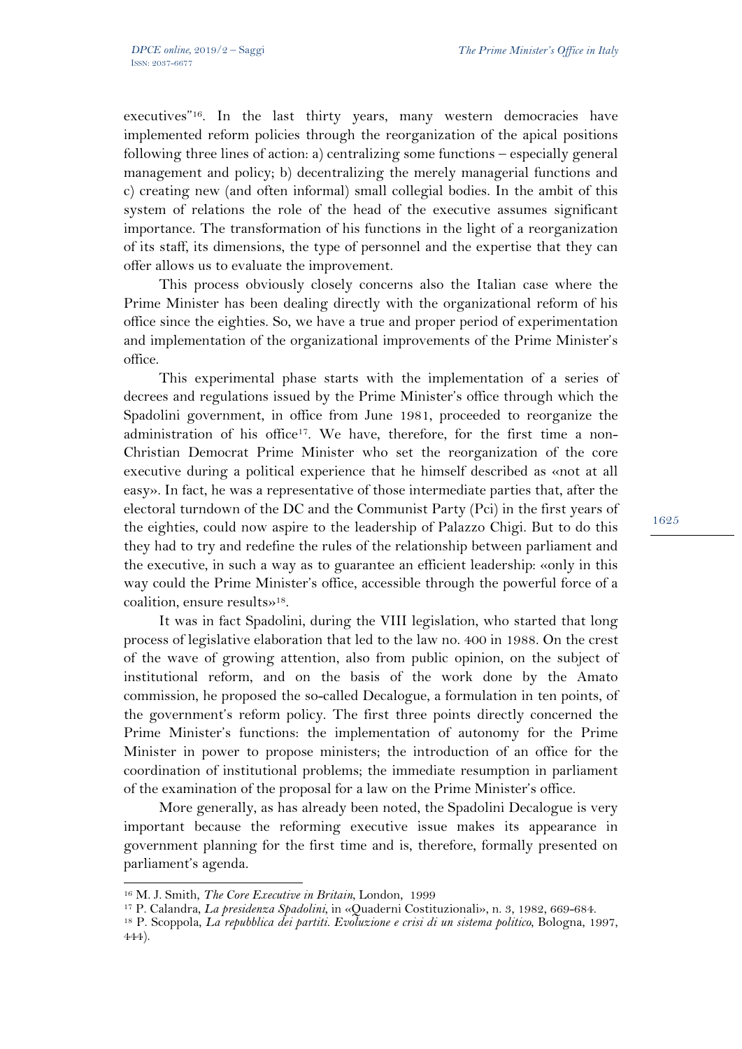executives"[16]. In the last thirty years, many western democracies have implemented reform policies through the reorganization of the apical positions following three lines of action: a) centralizing some functions – especially general management and policy; b) decentralizing the merely managerial functions and c) creating new (and often informal) small collegial bodies. In the ambit of this system of relations the role of the head of the executive assumes significant importance. The transformation of his functions in the light of a reorganization of its staff, its dimensions, the type of personnel and the expertise that they can offer allows us to evaluate the improvement.

This process obviously closely concerns also the Italian case where the Prime Minister has been dealing directly with the organizational reform of his office since the eighties. So, we have a true and proper period of experimentation and implementation of the organizational improvements of the Prime Minister's office.

This experimental phase starts with the implementation of a series of decrees and regulations issued by the Prime Minister's office through which the Spadolini government, in office from June 1981, proceeded to reorganize the administration of his office[17]. We have, therefore, for the first time a non-Christian Democrat Prime Minister who set the reorganization of the core executive during a political experience that he himself described as «not at all easy». In fact, he was a representative of those intermediate parties that, after the electoral turndown of the DC and the Communist Party (Pci) in the first years of the eighties, could now aspire to the leadership of Palazzo Chigi. But to do this they had to try and redefine the rules of the relationship between parliament and the executive, in such a way as to guarantee an efficient leadership: «only in this way could the Prime Minister's office, accessible through the powerful force of a coalition, ensure results»[18].

It was in fact Spadolini, during the VIII legislation, who started that long process of legislative elaboration that led to the law no. 400 in 1988. On the crest of the wave of growing attention, also from public opinion, on the subject of institutional reform, and on the basis of the work done by the Amato commission, he proposed the so-called Decalogue, a formulation in ten points, of the government's reform policy. The first three points directly concerned the Prime Minister's functions: the implementation of autonomy for the Prime Minister in power to propose ministers; the introduction of an office for the coordination of institutional problems; the immediate resumption in parliament of the examination of the proposal for a law on the Prime Minister's office.

More generally, as has already been noted, the Spadolini Decalogue is very important because the reforming executive issue makes its appearance in government planning for the first time and is, therefore, formally presented on parliament's agenda.

---

[16] M. J. Smith, *The Core Executive in Britain*, London, 1999

[17] P. Calandra, *La presidenza Spadolini*, in «Quaderni Costituzionali», n. 3, 1982, 669-684.

[18] P. Scoppola, *La repubblica dei partiti. Evoluzione e crisi di un sistema politico*, Bologna, 1997, 444).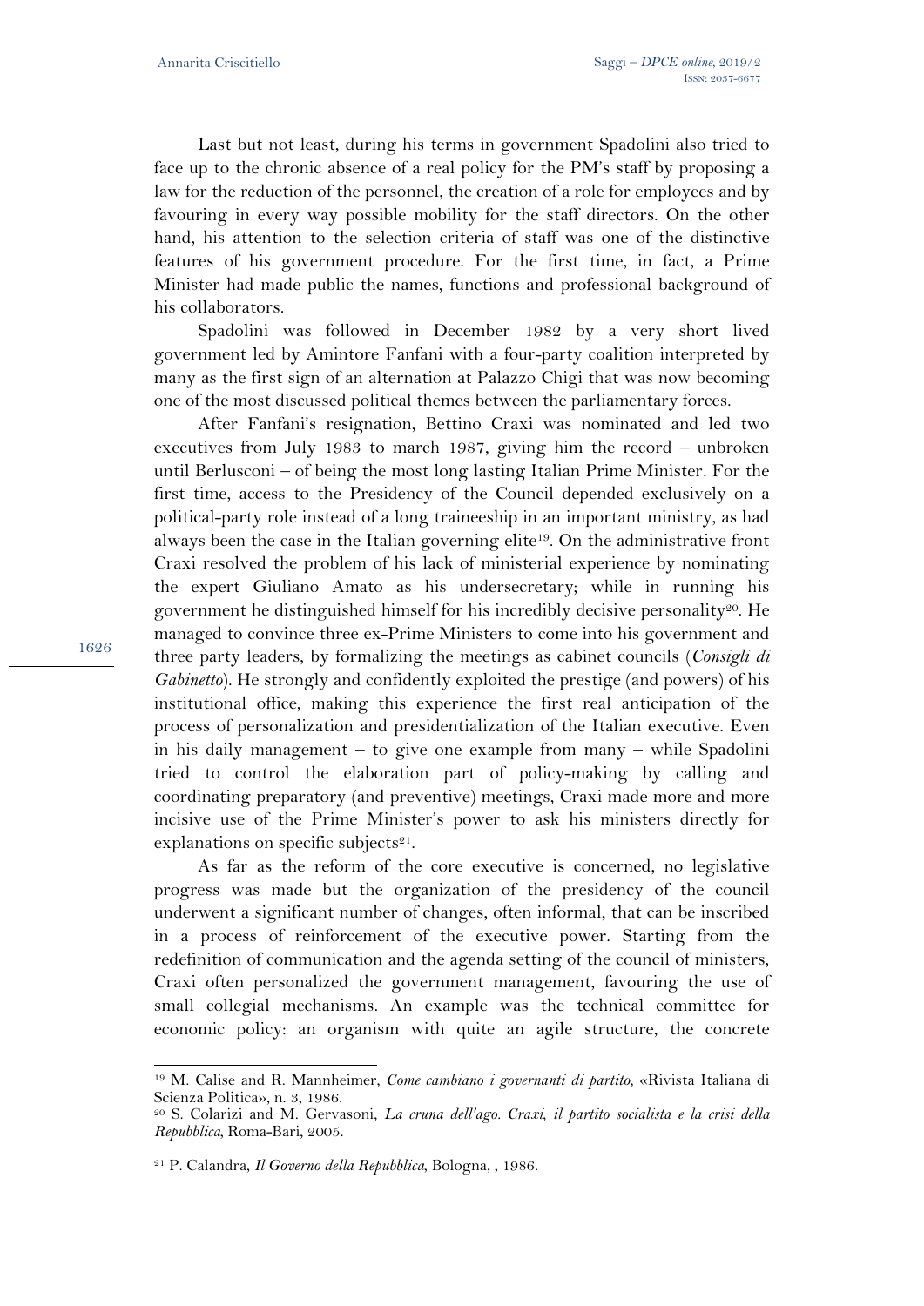Last but not least, during his terms in government Spadolini also tried to face up to the chronic absence of a real policy for the PM's staff by proposing a law for the reduction of the personnel, the creation of a role for employees and by favouring in every way possible mobility for the staff directors. On the other hand, his attention to the selection criteria of staff was one of the distinctive features of his government procedure. For the first time, in fact, a Prime Minister had made public the names, functions and professional background of his collaborators.

Spadolini was followed in December 1982 by a very short lived government led by Amintore Fanfani with a four-party coalition interpreted by many as the first sign of an alternation at Palazzo Chigi that was now becoming one of the most discussed political themes between the parliamentary forces.

After Fanfani's resignation, Bettino Craxi was nominated and led two executives from July 1983 to march 1987, giving him the record – unbroken until Berlusconi – of being the most long lasting Italian Prime Minister. For the first time, access to the Presidency of the Council depended exclusively on a political-party role instead of a long traineeship in an important ministry, as had always been the case in the Italian governing elite[19]. On the administrative front Craxi resolved the problem of his lack of ministerial experience by nominating the expert Giuliano Amato as his undersecretary; while in running his government he distinguished himself for his incredibly decisive personality[20]. He managed to convince three ex-Prime Ministers to come into his government and three party leaders, by formalizing the meetings as cabinet councils (*Consigli di Gabinetto*). He strongly and confidently exploited the prestige (and powers) of his institutional office, making this experience the first real anticipation of the process of personalization and presidentialization of the Italian executive. Even in his daily management – to give one example from many – while Spadolini tried to control the elaboration part of policy-making by calling and coordinating preparatory (and preventive) meetings, Craxi made more and more incisive use of the Prime Minister's power to ask his ministers directly for explanations on specific subjects[21].

As far as the reform of the core executive is concerned, no legislative progress was made but the organization of the presidency of the council underwent a significant number of changes, often informal, that can be inscribed in a process of reinforcement of the executive power. Starting from the redefinition of communication and the agenda setting of the council of ministers, Craxi often personalized the government management, favouring the use of small collegial mechanisms. An example was the technical committee for economic policy: an organism with quite an agile structure, the concrete

---

[19] M. Calise and R. Mannheimer, *Come cambiano i governanti di partito*, «Rivista Italiana di Scienza Politica», n. 3, 1986.

[20] S. Colarizi and M. Gervasoni, *La cruna dell'ago. Craxi, il partito socialista e la crisi della Repubblica*, Roma-Bari, 2005.

[21] P. Calandra, *Il Governo della Repubblica*, Bologna, , 1986.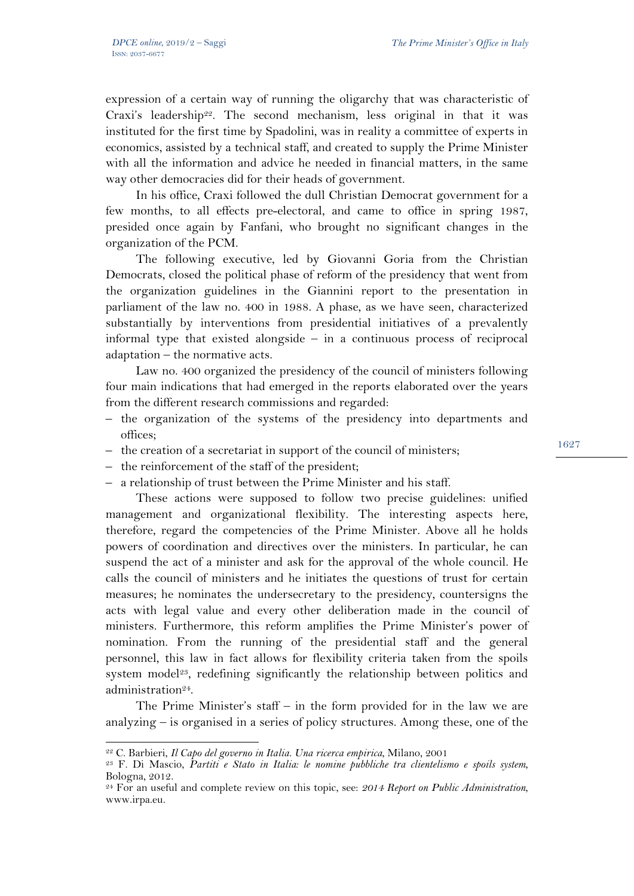expression of a certain way of running the oligarchy that was characteristic of Craxi's leadership[22]. The second mechanism, less original in that it was instituted for the first time by Spadolini, was in reality a committee of experts in economics, assisted by a technical staff, and created to supply the Prime Minister with all the information and advice he needed in financial matters, in the same way other democracies did for their heads of government.

In his office, Craxi followed the dull Christian Democrat government for a few months, to all effects pre-electoral, and came to office in spring 1987, presided once again by Fanfani, who brought no significant changes in the organization of the PCM.

The following executive, led by Giovanni Goria from the Christian Democrats, closed the political phase of reform of the presidency that went from the organization guidelines in the Giannini report to the presentation in parliament of the law no. 400 in 1988. A phase, as we have seen, characterized substantially by interventions from presidential initiatives of a prevalently informal type that existed alongside – in a continuous process of reciprocal adaptation – the normative acts.

Law no. 400 organized the presidency of the council of ministers following four main indications that had emerged in the reports elaborated over the years from the different research commissions and regarded:

- the organization of the systems of the presidency into departments and offices;
- the creation of a secretariat in support of the council of ministers;
- the reinforcement of the staff of the president;
- a relationship of trust between the Prime Minister and his staff.

These actions were supposed to follow two precise guidelines: unified management and organizational flexibility. The interesting aspects here, therefore, regard the competencies of the Prime Minister. Above all he holds powers of coordination and directives over the ministers. In particular, he can suspend the act of a minister and ask for the approval of the whole council. He calls the council of ministers and he initiates the questions of trust for certain measures; he nominates the undersecretary to the presidency, countersigns the acts with legal value and every other deliberation made in the council of ministers. Furthermore, this reform amplifies the Prime Minister's power of nomination. From the running of the presidential staff and the general personnel, this law in fact allows for flexibility criteria taken from the spoils system model[23], redefining significantly the relationship between politics and administration[24].

The Prime Minister's staff – in the form provided for in the law we are analyzing – is organised in a series of policy structures. Among these, one of the

---

[22] C. Barbieri, *Il Capo del governo in Italia. Una ricerca empirica*, Milano, 2001

[23] F. Di Mascio, *Partiti e Stato in Italia: le nomine pubbliche tra clientelismo e spoils system*, Bologna, 2012.

[24] For an useful and complete review on this topic, see: *2014 Report on Public Administration*, www.irpa.eu.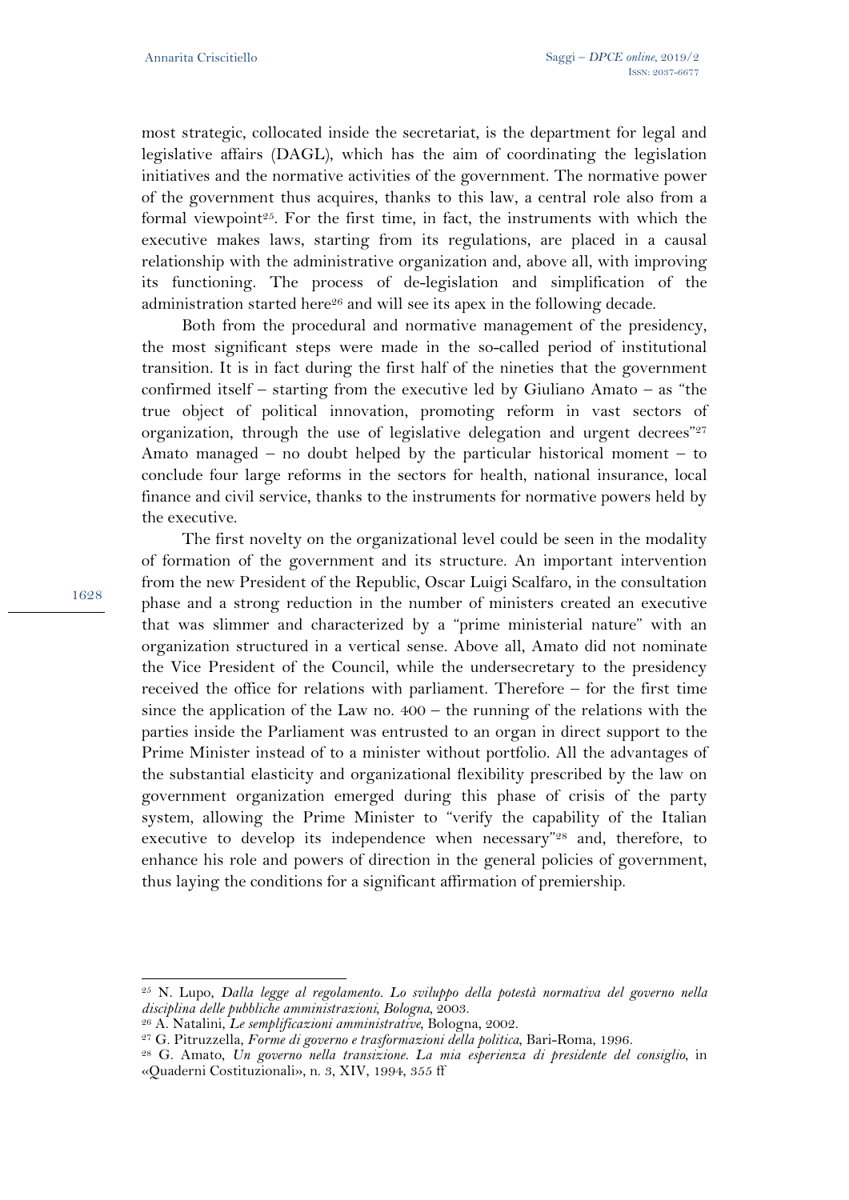most strategic, collocated inside the secretariat, is the department for legal and legislative affairs (DAGL), which has the aim of coordinating the legislation initiatives and the normative activities of the government. The normative power of the government thus acquires, thanks to this law, a central role also from a formal viewpoint[25]. For the first time, in fact, the instruments with which the executive makes laws, starting from its regulations, are placed in a causal relationship with the administrative organization and, above all, with improving its functioning. The process of de-legislation and simplification of the administration started here[26] and will see its apex in the following decade.

Both from the procedural and normative management of the presidency, the most significant steps were made in the so-called period of institutional transition. It is in fact during the first half of the nineties that the government confirmed itself – starting from the executive led by Giuliano Amato – as "the true object of political innovation, promoting reform in vast sectors of organization, through the use of legislative delegation and urgent decrees"[27] Amato managed – no doubt helped by the particular historical moment – to conclude four large reforms in the sectors for health, national insurance, local finance and civil service, thanks to the instruments for normative powers held by the executive.

The first novelty on the organizational level could be seen in the modality of formation of the government and its structure. An important intervention from the new President of the Republic, Oscar Luigi Scalfaro, in the consultation phase and a strong reduction in the number of ministers created an executive that was slimmer and characterized by a "prime ministerial nature" with an organization structured in a vertical sense. Above all, Amato did not nominate the Vice President of the Council, while the undersecretary to the presidency received the office for relations with parliament. Therefore – for the first time since the application of the Law no. 400 – the running of the relations with the parties inside the Parliament was entrusted to an organ in direct support to the Prime Minister instead of to a minister without portfolio. All the advantages of the substantial elasticity and organizational flexibility prescribed by the law on government organization emerged during this phase of crisis of the party system, allowing the Prime Minister to "verify the capability of the Italian executive to develop its independence when necessary"[28] and, therefore, to enhance his role and powers of direction in the general policies of government, thus laying the conditions for a significant affirmation of premiership.

---

[25] N. Lupo, *Dalla legge al regolamento. Lo sviluppo della potestà normativa del governo nella disciplina delle pubbliche amministrazioni, Bologna*, 2003.

[26] A. Natalini, *Le semplificazioni amministrative*, Bologna, 2002.

[27] G. Pitruzzella, *Forme di governo e trasformazioni della politica*, Bari-Roma, 1996.

[28] G. Amato, *Un governo nella transizione. La mia esperienza di presidente del consiglio*, in «Quaderni Costituzionali», n. 3, XIV, 1994, 355 ff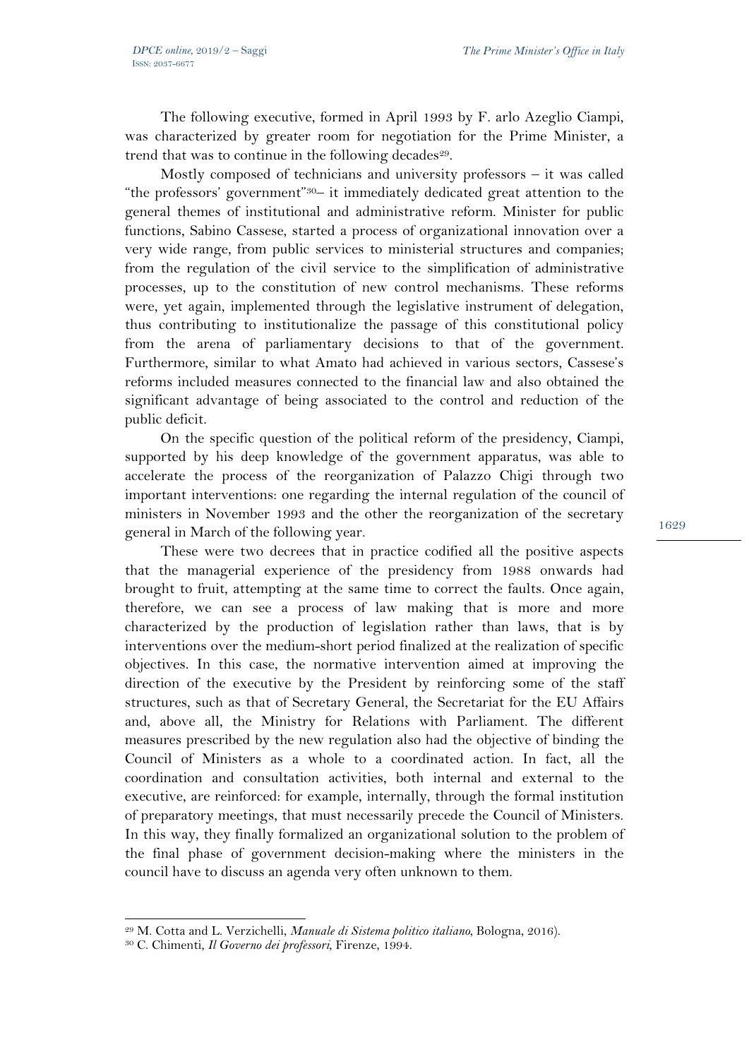The following executive, formed in April 1993 by F. arlo Azeglio Ciampi, was characterized by greater room for negotiation for the Prime Minister, a trend that was to continue in the following decades[29].

Mostly composed of technicians and university professors – it was called "the professors' government"[30]– it immediately dedicated great attention to the general themes of institutional and administrative reform. Minister for public functions, Sabino Cassese, started a process of organizational innovation over a very wide range, from public services to ministerial structures and companies; from the regulation of the civil service to the simplification of administrative processes, up to the constitution of new control mechanisms. These reforms were, yet again, implemented through the legislative instrument of delegation, thus contributing to institutionalize the passage of this constitutional policy from the arena of parliamentary decisions to that of the government. Furthermore, similar to what Amato had achieved in various sectors, Cassese's reforms included measures connected to the financial law and also obtained the significant advantage of being associated to the control and reduction of the public deficit.

On the specific question of the political reform of the presidency, Ciampi, supported by his deep knowledge of the government apparatus, was able to accelerate the process of the reorganization of Palazzo Chigi through two important interventions: one regarding the internal regulation of the council of ministers in November 1993 and the other the reorganization of the secretary general in March of the following year.

These were two decrees that in practice codified all the positive aspects that the managerial experience of the presidency from 1988 onwards had brought to fruit, attempting at the same time to correct the faults. Once again, therefore, we can see a process of law making that is more and more characterized by the production of legislation rather than laws, that is by interventions over the medium-short period finalized at the realization of specific objectives. In this case, the normative intervention aimed at improving the direction of the executive by the President by reinforcing some of the staff structures, such as that of Secretary General, the Secretariat for the EU Affairs and, above all, the Ministry for Relations with Parliament. The different measures prescribed by the new regulation also had the objective of binding the Council of Ministers as a whole to a coordinated action. In fact, all the coordination and consultation activities, both internal and external to the executive, are reinforced: for example, internally, through the formal institution of preparatory meetings, that must necessarily precede the Council of Ministers. In this way, they finally formalized an organizational solution to the problem of the final phase of government decision-making where the ministers in the council have to discuss an agenda very often unknown to them.

---

[29] M. Cotta and L. Verzichelli, *Manuale di Sistema politico italiano*, Bologna, 2016).

[30] C. Chimenti, *Il Governo dei professori*, Firenze, 1994.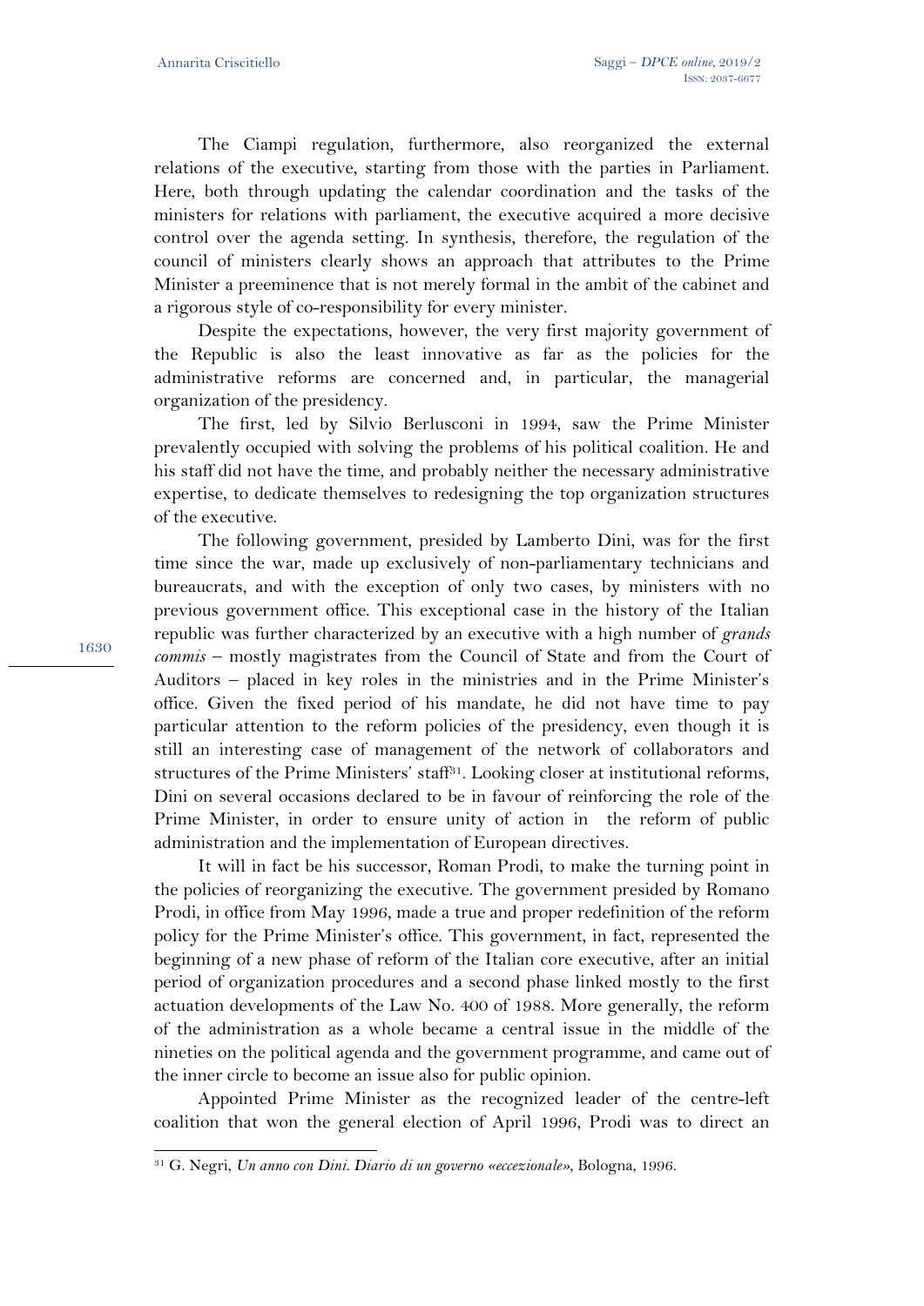The Ciampi regulation, furthermore, also reorganized the external relations of the executive, starting from those with the parties in Parliament. Here, both through updating the calendar coordination and the tasks of the ministers for relations with parliament, the executive acquired a more decisive control over the agenda setting. In synthesis, therefore, the regulation of the council of ministers clearly shows an approach that attributes to the Prime Minister a preeminence that is not merely formal in the ambit of the cabinet and a rigorous style of co-responsibility for every minister.

Despite the expectations, however, the very first majority government of the Republic is also the least innovative as far as the policies for the administrative reforms are concerned and, in particular, the managerial organization of the presidency.

The first, led by Silvio Berlusconi in 1994, saw the Prime Minister prevalently occupied with solving the problems of his political coalition. He and his staff did not have the time, and probably neither the necessary administrative expertise, to dedicate themselves to redesigning the top organization structures of the executive.

The following government, presided by Lamberto Dini, was for the first time since the war, made up exclusively of non-parliamentary technicians and bureaucrats, and with the exception of only two cases, by ministers with no previous government office. This exceptional case in the history of the Italian republic was further characterized by an executive with a high number of *grands commis* – mostly magistrates from the Council of State and from the Court of Auditors – placed in key roles in the ministries and in the Prime Minister's office. Given the fixed period of his mandate, he did not have time to pay particular attention to the reform policies of the presidency, even though it is still an interesting case of management of the network of collaborators and structures of the Prime Ministers' staff[31]. Looking closer at institutional reforms, Dini on several occasions declared to be in favour of reinforcing the role of the Prime Minister, in order to ensure unity of action in the reform of public administration and the implementation of European directives.

It will in fact be his successor, Roman Prodi, to make the turning point in the policies of reorganizing the executive. The government presided by Romano Prodi, in office from May 1996, made a true and proper redefinition of the reform policy for the Prime Minister's office. This government, in fact, represented the beginning of a new phase of reform of the Italian core executive, after an initial period of organization procedures and a second phase linked mostly to the first actuation developments of the Law No. 400 of 1988. More generally, the reform of the administration as a whole became a central issue in the middle of the nineties on the political agenda and the government programme, and came out of the inner circle to become an issue also for public opinion.

Appointed Prime Minister as the recognized leader of the centre-left coalition that won the general election of April 1996, Prodi was to direct an

[31] G. Negri, *Un anno con Dini. Diario di un governo «eccezionale»*, Bologna, 1996.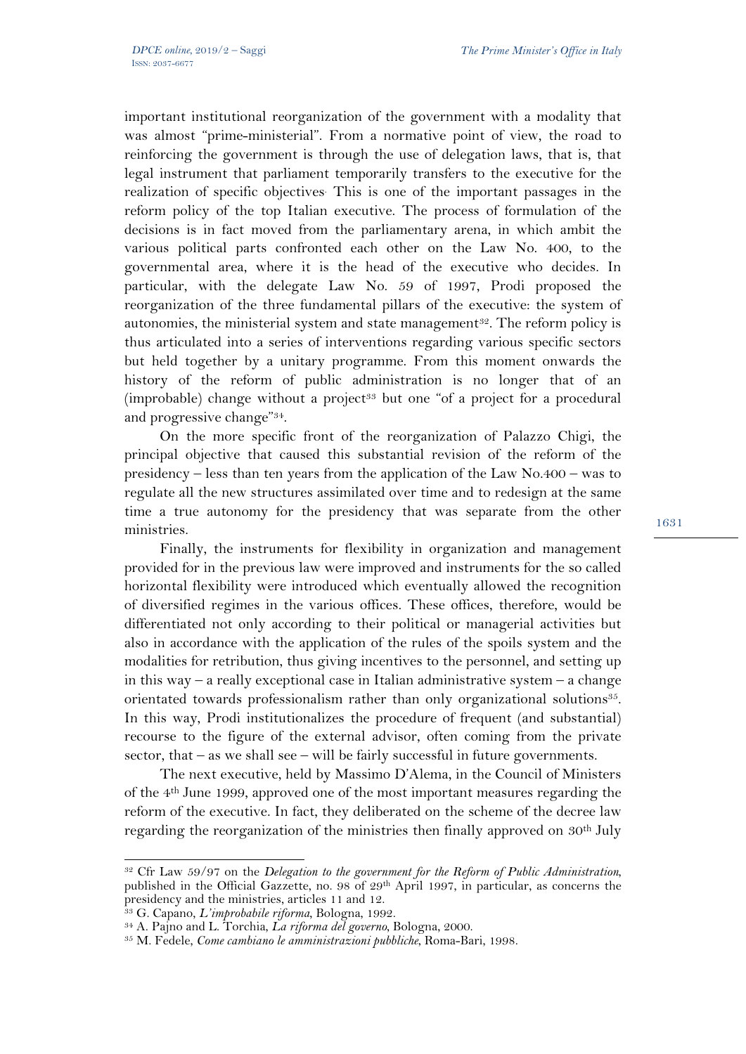important institutional reorganization of the government with a modality that was almost "prime-ministerial". From a normative point of view, the road to reinforcing the government is through the use of delegation laws, that is, that legal instrument that parliament temporarily transfers to the executive for the realization of specific objectives. This is one of the important passages in the reform policy of the top Italian executive. The process of formulation of the decisions is in fact moved from the parliamentary arena, in which ambit the various political parts confronted each other on the Law No. 400, to the governmental area, where it is the head of the executive who decides. In particular, with the delegate Law No. 59 of 1997, Prodi proposed the reorganization of the three fundamental pillars of the executive: the system of autonomies, the ministerial system and state management[32]. The reform policy is thus articulated into a series of interventions regarding various specific sectors but held together by a unitary programme. From this moment onwards the history of the reform of public administration is no longer that of an (improbable) change without a project[33] but one "of a project for a procedural and progressive change"[34].

On the more specific front of the reorganization of Palazzo Chigi, the principal objective that caused this substantial revision of the reform of the presidency – less than ten years from the application of the Law No.400 – was to regulate all the new structures assimilated over time and to redesign at the same time a true autonomy for the presidency that was separate from the other ministries.

Finally, the instruments for flexibility in organization and management provided for in the previous law were improved and instruments for the so called horizontal flexibility were introduced which eventually allowed the recognition of diversified regimes in the various offices. These offices, therefore, would be differentiated not only according to their political or managerial activities but also in accordance with the application of the rules of the spoils system and the modalities for retribution, thus giving incentives to the personnel, and setting up in this way – a really exceptional case in Italian administrative system – a change orientated towards professionalism rather than only organizational solutions[35]. In this way, Prodi institutionalizes the procedure of frequent (and substantial) recourse to the figure of the external advisor, often coming from the private sector, that – as we shall see – will be fairly successful in future governments.

The next executive, held by Massimo D'Alema, in the Council of Ministers of the 4th June 1999, approved one of the most important measures regarding the reform of the executive. In fact, they deliberated on the scheme of the decree law regarding the reorganization of the ministries then finally approved on 30th July

---

[32] Cfr Law 59/97 on the *Delegation to the government for the Reform of Public Administration*, published in the Official Gazzette, no. 98 of 29th April 1997, in particular, as concerns the presidency and the ministries, articles 11 and 12.

[33] G. Capano, *L'improbabile riforma*, Bologna, 1992.

[34] A. Pajno and L. Torchia, *La riforma del governo*, Bologna, 2000.

[35] M. Fedele, *Come cambiano le amministrazioni pubbliche*, Roma-Bari, 1998.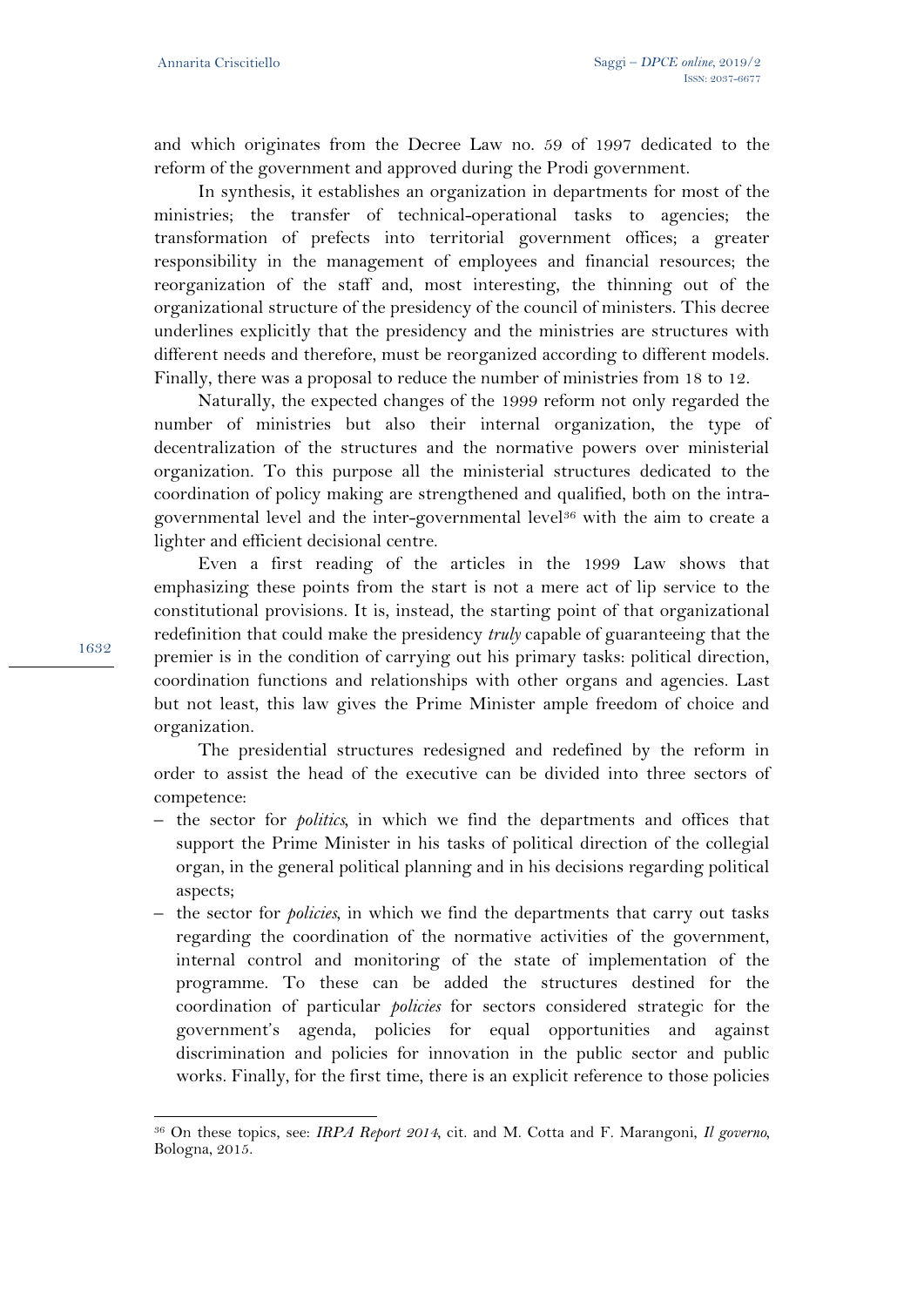and which originates from the Decree Law no. 59 of 1997 dedicated to the reform of the government and approved during the Prodi government.

In synthesis, it establishes an organization in departments for most of the ministries; the transfer of technical-operational tasks to agencies; the transformation of prefects into territorial government offices; a greater responsibility in the management of employees and financial resources; the reorganization of the staff and, most interesting, the thinning out of the organizational structure of the presidency of the council of ministers. This decree underlines explicitly that the presidency and the ministries are structures with different needs and therefore, must be reorganized according to different models. Finally, there was a proposal to reduce the number of ministries from 18 to 12.

Naturally, the expected changes of the 1999 reform not only regarded the number of ministries but also their internal organization, the type of decentralization of the structures and the normative powers over ministerial organization. To this purpose all the ministerial structures dedicated to the coordination of policy making are strengthened and qualified, both on the intra-governmental level and the inter-governmental level[36] with the aim to create a lighter and efficient decisional centre.

Even a first reading of the articles in the 1999 Law shows that emphasizing these points from the start is not a mere act of lip service to the constitutional provisions. It is, instead, the starting point of that organizational redefinition that could make the presidency *truly* capable of guaranteeing that the premier is in the condition of carrying out his primary tasks: political direction, coordination functions and relationships with other organs and agencies. Last but not least, this law gives the Prime Minister ample freedom of choice and organization.

The presidential structures redesigned and redefined by the reform in order to assist the head of the executive can be divided into three sectors of competence:

- the sector for *politics*, in which we find the departments and offices that support the Prime Minister in his tasks of political direction of the collegial organ, in the general political planning and in his decisions regarding political aspects;
- the sector for *policies*, in which we find the departments that carry out tasks regarding the coordination of the normative activities of the government, internal control and monitoring of the state of implementation of the programme. To these can be added the structures destined for the coordination of particular *policies* for sectors considered strategic for the government's agenda, policies for equal opportunities and against discrimination and policies for innovation in the public sector and public works. Finally, for the first time, there is an explicit reference to those policies

[36] On these topics, see: *IRPA Report 2014*, cit. and M. Cotta and F. Marangoni, *Il governo*, Bologna, 2015.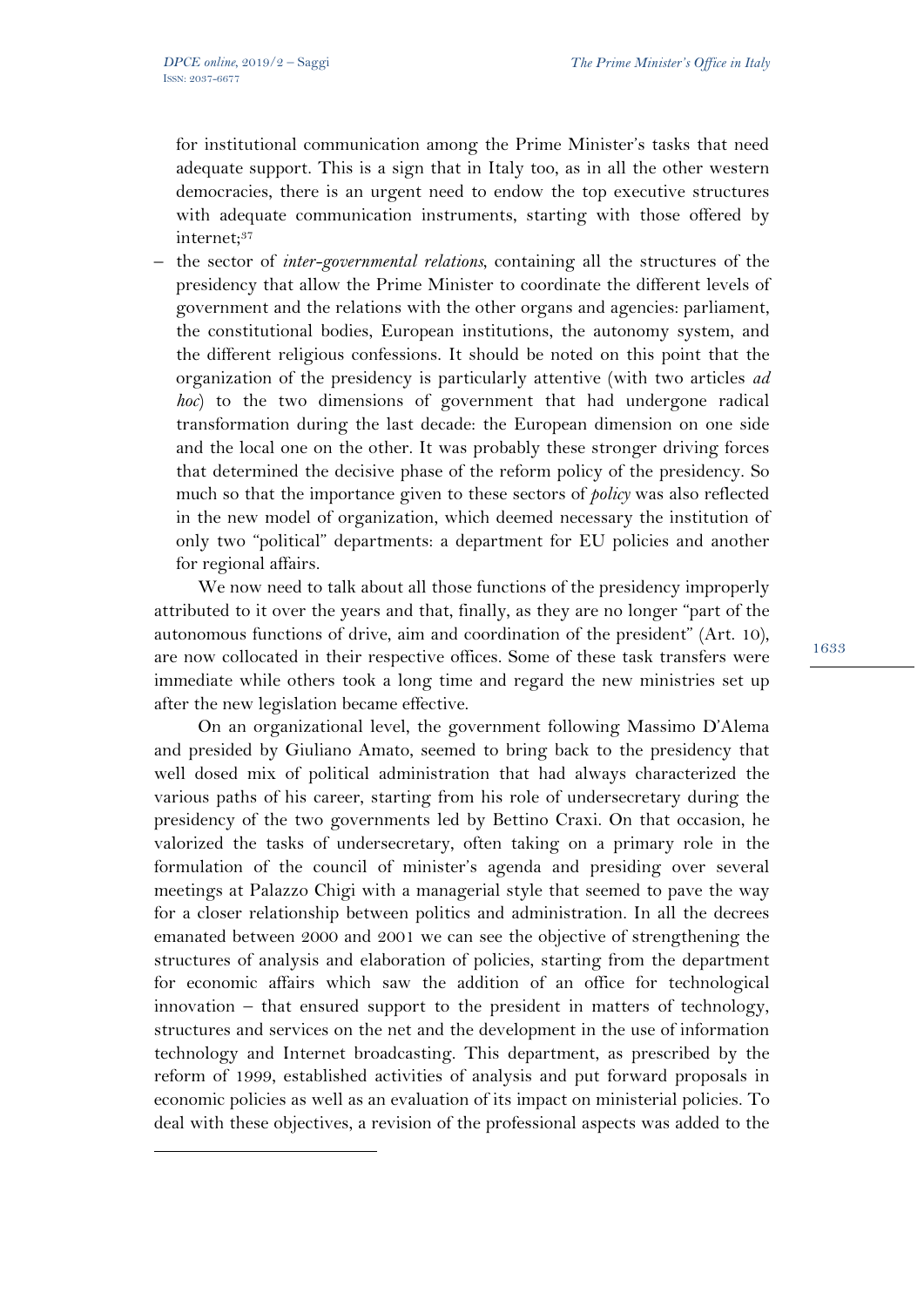for institutional communication among the Prime Minister's tasks that need adequate support. This is a sign that in Italy too, as in all the other western democracies, there is an urgent need to endow the top executive structures with adequate communication instruments, starting with those offered by internet;[37]

– the sector of *inter-governmental relations*, containing all the structures of the presidency that allow the Prime Minister to coordinate the different levels of government and the relations with the other organs and agencies: parliament, the constitutional bodies, European institutions, the autonomy system, and the different religious confessions. It should be noted on this point that the organization of the presidency is particularly attentive (with two articles *ad hoc*) to the two dimensions of government that had undergone radical transformation during the last decade: the European dimension on one side and the local one on the other. It was probably these stronger driving forces that determined the decisive phase of the reform policy of the presidency. So much so that the importance given to these sectors of *policy* was also reflected in the new model of organization, which deemed necessary the institution of only two "political" departments: a department for EU policies and another for regional affairs.

We now need to talk about all those functions of the presidency improperly attributed to it over the years and that, finally, as they are no longer "part of the autonomous functions of drive, aim and coordination of the president" (Art. 10), are now collocated in their respective offices. Some of these task transfers were immediate while others took a long time and regard the new ministries set up after the new legislation became effective.

On an organizational level, the government following Massimo D'Alema and presided by Giuliano Amato, seemed to bring back to the presidency that well dosed mix of political administration that had always characterized the various paths of his career, starting from his role of undersecretary during the presidency of the two governments led by Bettino Craxi. On that occasion, he valorized the tasks of undersecretary, often taking on a primary role in the formulation of the council of minister's agenda and presiding over several meetings at Palazzo Chigi with a managerial style that seemed to pave the way for a closer relationship between politics and administration. In all the decrees emanated between 2000 and 2001 we can see the objective of strengthening the structures of analysis and elaboration of policies, starting from the department for economic affairs which saw the addition of an office for technological innovation – that ensured support to the president in matters of technology, structures and services on the net and the development in the use of information technology and Internet broadcasting. This department, as prescribed by the reform of 1999, established activities of analysis and put forward proposals in economic policies as well as an evaluation of its impact on ministerial policies. To deal with these objectives, a revision of the professional aspects was added to the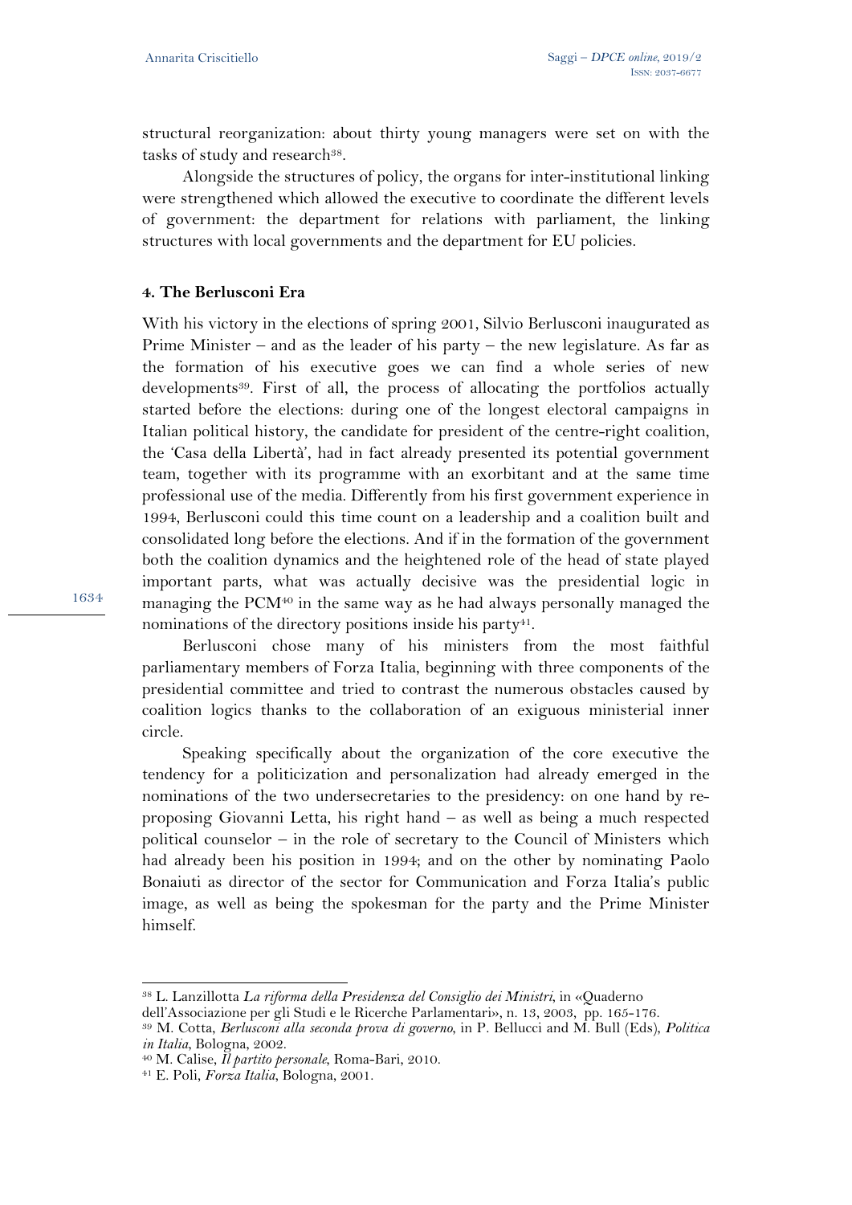structural reorganization: about thirty young managers were set on with the tasks of study and research[38].

Alongside the structures of policy, the organs for inter-institutional linking were strengthened which allowed the executive to coordinate the different levels of government: the department for relations with parliament, the linking structures with local governments and the department for EU policies.

#### 4. The Berlusconi Era

With his victory in the elections of spring 2001, Silvio Berlusconi inaugurated as Prime Minister – and as the leader of his party – the new legislature. As far as the formation of his executive goes we can find a whole series of new developments[39]. First of all, the process of allocating the portfolios actually started before the elections: during one of the longest electoral campaigns in Italian political history, the candidate for president of the centre-right coalition, the 'Casa della Libertà', had in fact already presented its potential government team, together with its programme with an exorbitant and at the same time professional use of the media. Differently from his first government experience in 1994, Berlusconi could this time count on a leadership and a coalition built and consolidated long before the elections. And if in the formation of the government both the coalition dynamics and the heightened role of the head of state played important parts, what was actually decisive was the presidential logic in managing the PCM[40] in the same way as he had always personally managed the nominations of the directory positions inside his party[41].

Berlusconi chose many of his ministers from the most faithful parliamentary members of Forza Italia, beginning with three components of the presidential committee and tried to contrast the numerous obstacles caused by coalition logics thanks to the collaboration of an exiguous ministerial inner circle.

Speaking specifically about the organization of the core executive the tendency for a politicization and personalization had already emerged in the nominations of the two undersecretaries to the presidency: on one hand by re-proposing Giovanni Letta, his right hand – as well as being a much respected political counselor – in the role of secretary to the Council of Ministers which had already been his position in 1994; and on the other by nominating Paolo Bonaiuti as director of the sector for Communication and Forza Italia's public image, as well as being the spokesman for the party and the Prime Minister himself.

---

[38] L. Lanzillotta *La riforma della Presidenza del Consiglio dei Ministri*, in «Quaderno dell'Associazione per gli Studi e le Ricerche Parlamentari», n. 13, 2003, pp. 165-176.

[39] M. Cotta, *Berlusconi alla seconda prova di governo*, in P. Bellucci and M. Bull (Eds), *Politica in Italia*, Bologna, 2002.

[40] M. Calise, *Il partito personale*, Roma-Bari, 2010.

[41] E. Poli, *Forza Italia*, Bologna, 2001.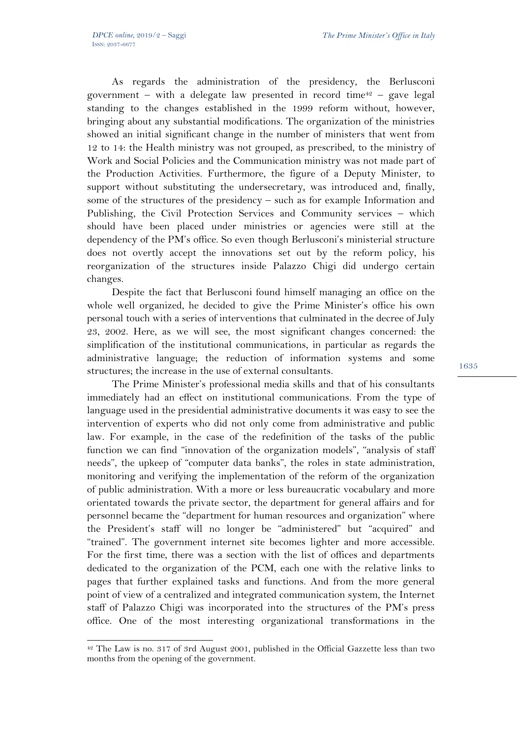As regards the administration of the presidency, the Berlusconi government – with a delegate law presented in record time[42] – gave legal standing to the changes established in the 1999 reform without, however, bringing about any substantial modifications. The organization of the ministries showed an initial significant change in the number of ministers that went from 12 to 14: the Health ministry was not grouped, as prescribed, to the ministry of Work and Social Policies and the Communication ministry was not made part of the Production Activities. Furthermore, the figure of a Deputy Minister, to support without substituting the undersecretary, was introduced and, finally, some of the structures of the presidency – such as for example Information and Publishing, the Civil Protection Services and Community services – which should have been placed under ministries or agencies were still at the dependency of the PM's office. So even though Berlusconi's ministerial structure does not overtly accept the innovations set out by the reform policy, his reorganization of the structures inside Palazzo Chigi did undergo certain changes.

Despite the fact that Berlusconi found himself managing an office on the whole well organized, he decided to give the Prime Minister's office his own personal touch with a series of interventions that culminated in the decree of July 23, 2002. Here, as we will see, the most significant changes concerned: the simplification of the institutional communications, in particular as regards the administrative language; the reduction of information systems and some structures; the increase in the use of external consultants.

The Prime Minister's professional media skills and that of his consultants immediately had an effect on institutional communications. From the type of language used in the presidential administrative documents it was easy to see the intervention of experts who did not only come from administrative and public law. For example, in the case of the redefinition of the tasks of the public function we can find "innovation of the organization models", "analysis of staff needs", the upkeep of "computer data banks", the roles in state administration, monitoring and verifying the implementation of the reform of the organization of public administration. With a more or less bureaucratic vocabulary and more orientated towards the private sector, the department for general affairs and for personnel became the "department for human resources and organization" where the President's staff will no longer be "administered" but "acquired" and "trained". The government internet site becomes lighter and more accessible. For the first time, there was a section with the list of offices and departments dedicated to the organization of the PCM, each one with the relative links to pages that further explained tasks and functions. And from the more general point of view of a centralized and integrated communication system, the Internet staff of Palazzo Chigi was incorporated into the structures of the PM's press office. One of the most interesting organizational transformations in the

---

[42] The Law is no. 317 of 3rd August 2001, published in the Official Gazzette less than two months from the opening of the government.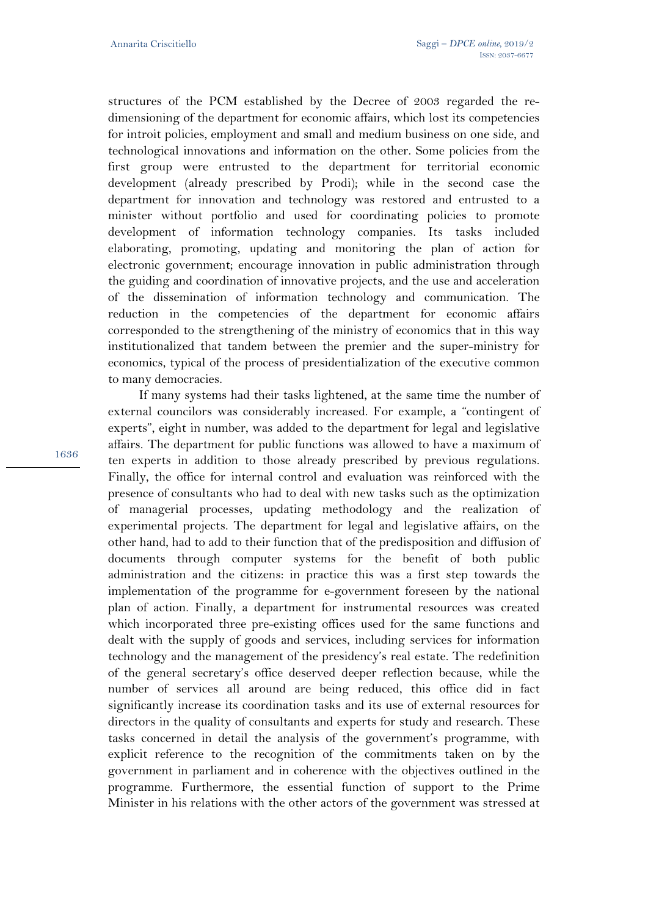structures of the PCM established by the Decree of 2003 regarded the re-dimensioning of the department for economic affairs, which lost its competencies for introit policies, employment and small and medium business on one side, and technological innovations and information on the other. Some policies from the first group were entrusted to the department for territorial economic development (already prescribed by Prodi); while in the second case the department for innovation and technology was restored and entrusted to a minister without portfolio and used for coordinating policies to promote development of information technology companies. Its tasks included elaborating, promoting, updating and monitoring the plan of action for electronic government; encourage innovation in public administration through the guiding and coordination of innovative projects, and the use and acceleration of the dissemination of information technology and communication. The reduction in the competencies of the department for economic affairs corresponded to the strengthening of the ministry of economics that in this way institutionalized that tandem between the premier and the super-ministry for economics, typical of the process of presidentialization of the executive common to many democracies.

If many systems had their tasks lightened, at the same time the number of external councilors was considerably increased. For example, a "contingent of experts", eight in number, was added to the department for legal and legislative affairs. The department for public functions was allowed to have a maximum of ten experts in addition to those already prescribed by previous regulations. Finally, the office for internal control and evaluation was reinforced with the presence of consultants who had to deal with new tasks such as the optimization of managerial processes, updating methodology and the realization of experimental projects. The department for legal and legislative affairs, on the other hand, had to add to their function that of the predisposition and diffusion of documents through computer systems for the benefit of both public administration and the citizens: in practice this was a first step towards the implementation of the programme for e-government foreseen by the national plan of action. Finally, a department for instrumental resources was created which incorporated three pre-existing offices used for the same functions and dealt with the supply of goods and services, including services for information technology and the management of the presidency's real estate. The redefinition of the general secretary's office deserved deeper reflection because, while the number of services all around are being reduced, this office did in fact significantly increase its coordination tasks and its use of external resources for directors in the quality of consultants and experts for study and research. These tasks concerned in detail the analysis of the government's programme, with explicit reference to the recognition of the commitments taken on by the government in parliament and in coherence with the objectives outlined in the programme. Furthermore, the essential function of support to the Prime Minister in his relations with the other actors of the government was stressed at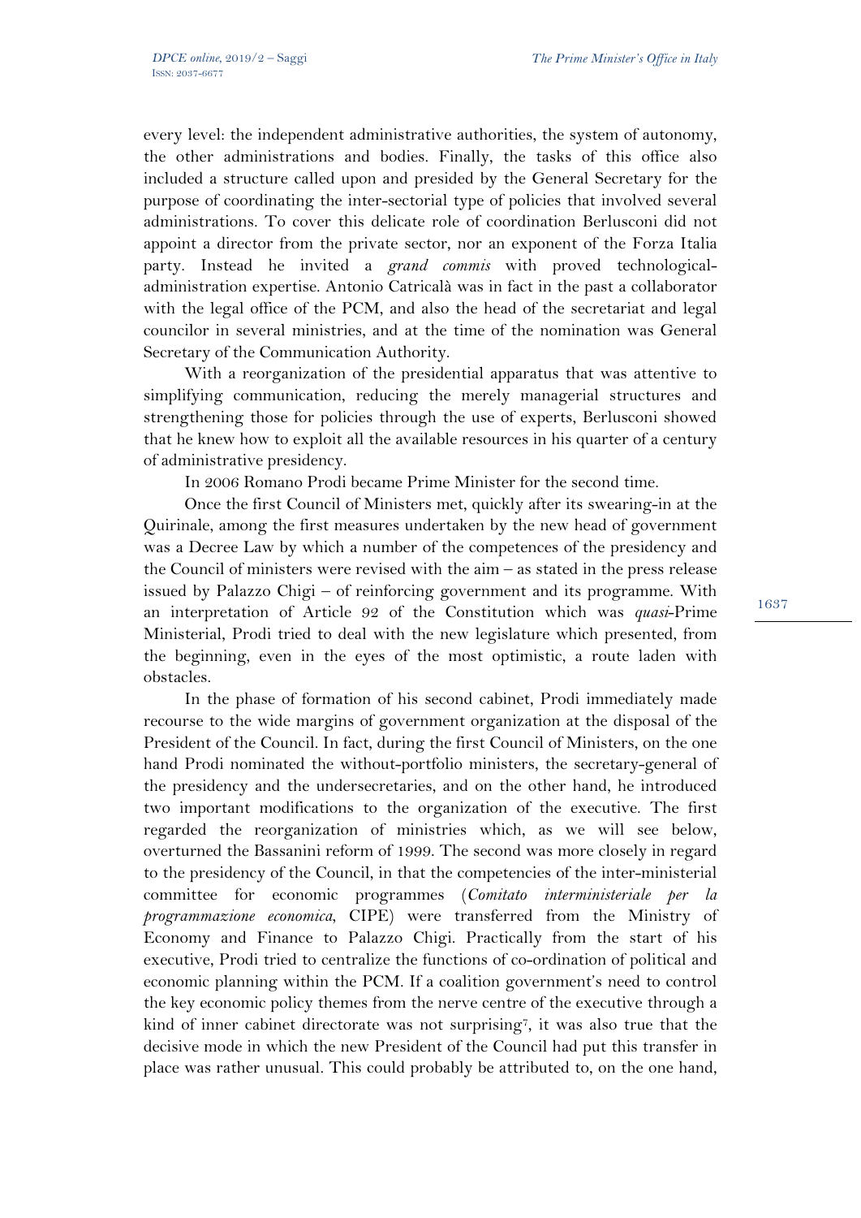every level: the independent administrative authorities, the system of autonomy, the other administrations and bodies. Finally, the tasks of this office also included a structure called upon and presided by the General Secretary for the purpose of coordinating the inter-sectorial type of policies that involved several administrations. To cover this delicate role of coordination Berlusconi did not appoint a director from the private sector, nor an exponent of the Forza Italia party. Instead he invited a *grand commis* with proved technological-administration expertise. Antonio Catricalà was in fact in the past a collaborator with the legal office of the PCM, and also the head of the secretariat and legal councilor in several ministries, and at the time of the nomination was General Secretary of the Communication Authority.

With a reorganization of the presidential apparatus that was attentive to simplifying communication, reducing the merely managerial structures and strengthening those for policies through the use of experts, Berlusconi showed that he knew how to exploit all the available resources in his quarter of a century of administrative presidency.

In 2006 Romano Prodi became Prime Minister for the second time.

Once the first Council of Ministers met, quickly after its swearing-in at the Quirinale, among the first measures undertaken by the new head of government was a Decree Law by which a number of the competences of the presidency and the Council of ministers were revised with the aim – as stated in the press release issued by Palazzo Chigi – of reinforcing government and its programme. With an interpretation of Article 92 of the Constitution which was *quasi*-Prime Ministerial, Prodi tried to deal with the new legislature which presented, from the beginning, even in the eyes of the most optimistic, a route laden with obstacles.

In the phase of formation of his second cabinet, Prodi immediately made recourse to the wide margins of government organization at the disposal of the President of the Council. In fact, during the first Council of Ministers, on the one hand Prodi nominated the without-portfolio ministers, the secretary-general of the presidency and the undersecretaries, and on the other hand, he introduced two important modifications to the organization of the executive. The first regarded the reorganization of ministries which, as we will see below, overturned the Bassanini reform of 1999. The second was more closely in regard to the presidency of the Council, in that the competencies of the inter-ministerial committee for economic programmes (*Comitato interministeriale per la programmazione economica*, CIPE) were transferred from the Ministry of Economy and Finance to Palazzo Chigi. Practically from the start of his executive, Prodi tried to centralize the functions of co-ordination of political and economic planning within the PCM. If a coalition government's need to control the key economic policy themes from the nerve centre of the executive through a kind of inner cabinet directorate was not surprising[7], it was also true that the decisive mode in which the new President of the Council had put this transfer in place was rather unusual. This could probably be attributed to, on the one hand,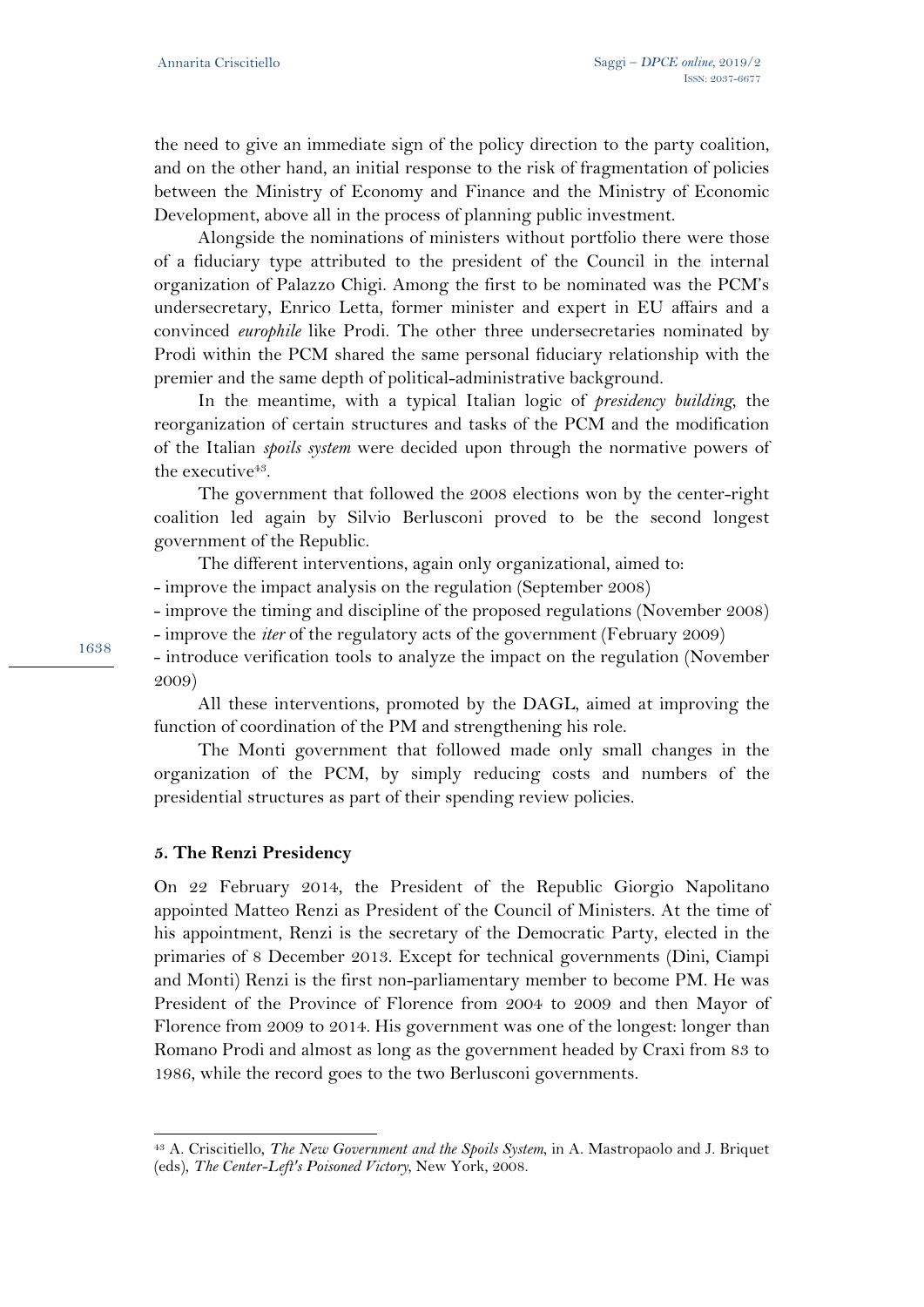the need to give an immediate sign of the policy direction to the party coalition, and on the other hand, an initial response to the risk of fragmentation of policies between the Ministry of Economy and Finance and the Ministry of Economic Development, above all in the process of planning public investment.

Alongside the nominations of ministers without portfolio there were those of a fiduciary type attributed to the president of the Council in the internal organization of Palazzo Chigi. Among the first to be nominated was the PCM's undersecretary, Enrico Letta, former minister and expert in EU affairs and a convinced *europhile* like Prodi. The other three undersecretaries nominated by Prodi within the PCM shared the same personal fiduciary relationship with the premier and the same depth of political-administrative background.

In the meantime, with a typical Italian logic of *presidency building*, the reorganization of certain structures and tasks of the PCM and the modification of the Italian *spoils system* were decided upon through the normative powers of the executive[43].

The government that followed the 2008 elections won by the center-right coalition led again by Silvio Berlusconi proved to be the second longest government of the Republic.

The different interventions, again only organizational, aimed to:

- improve the impact analysis on the regulation (September 2008)
- improve the timing and discipline of the proposed regulations (November 2008)
- improve the *iter* of the regulatory acts of the government (February 2009)
- introduce verification tools to analyze the impact on the regulation (November 2009)

All these interventions, promoted by the DAGL, aimed at improving the function of coordination of the PM and strengthening his role.

The Monti government that followed made only small changes in the organization of the PCM, by simply reducing costs and numbers of the presidential structures as part of their spending review policies.

### 5. The Renzi Presidency

On 22 February 2014, the President of the Republic Giorgio Napolitano appointed Matteo Renzi as President of the Council of Ministers. At the time of his appointment, Renzi is the secretary of the Democratic Party, elected in the primaries of 8 December 2013. Except for technical governments (Dini, Ciampi and Monti) Renzi is the first non-parliamentary member to become PM. He was President of the Province of Florence from 2004 to 2009 and then Mayor of Florence from 2009 to 2014. His government was one of the longest: longer than Romano Prodi and almost as long as the government headed by Craxi from 83 to 1986, while the record goes to the two Berlusconi governments.

---

[43] A. Criscitiello, *The New Government and the Spoils System*, in A. Mastropaolo and J. Briquet (eds), *The Center-Left's Poisoned Victory*, New York, 2008.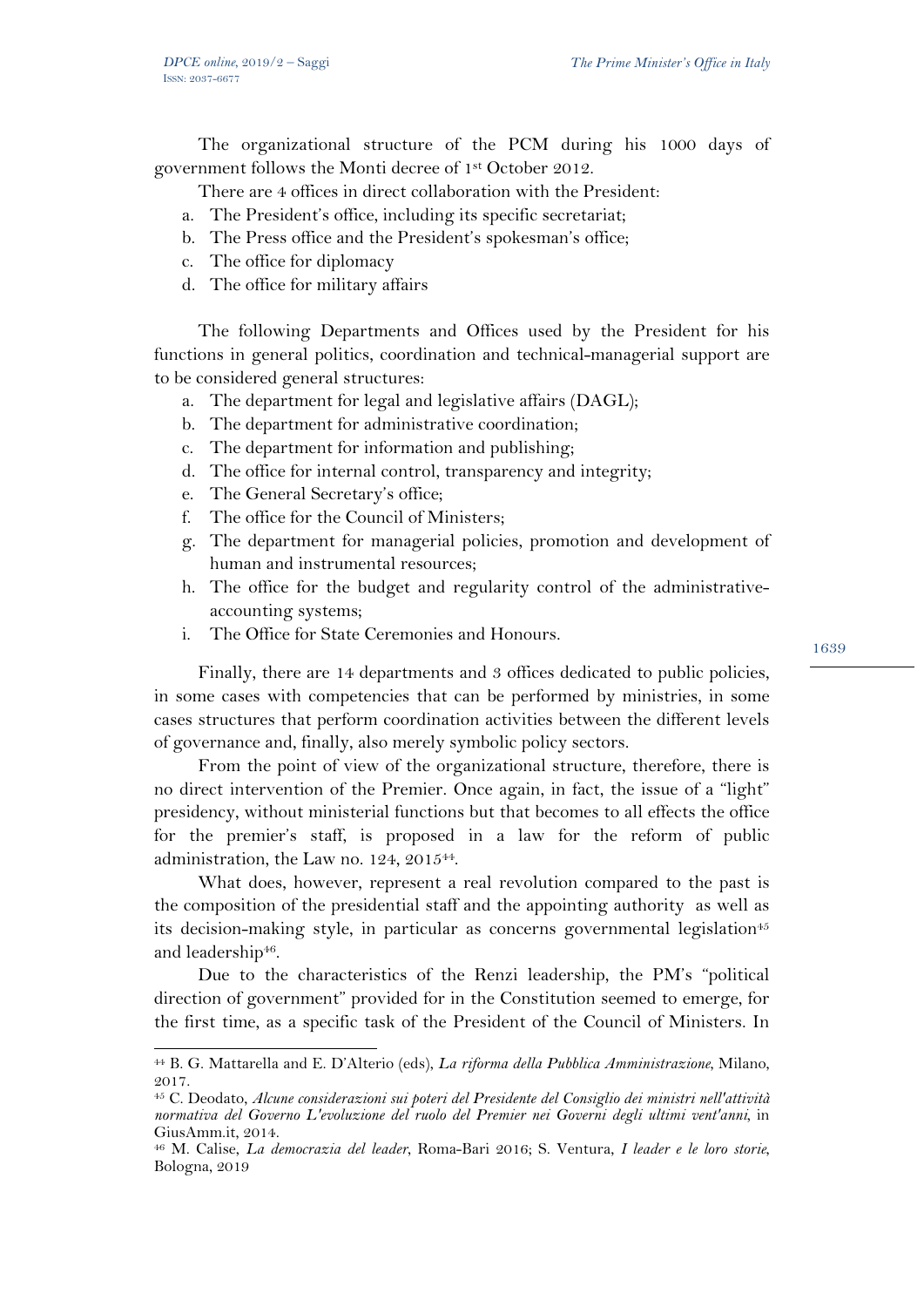The organizational structure of the PCM during his 1000 days of government follows the Monti decree of 1st October 2012.

There are 4 offices in direct collaboration with the President:

a. The President's office, including its specific secretariat;
b. The Press office and the President's spokesman's office;
c. The office for diplomacy
d. The office for military affairs

The following Departments and Offices used by the President for his functions in general politics, coordination and technical-managerial support are to be considered general structures:

a. The department for legal and legislative affairs (DAGL);
b. The department for administrative coordination;
c. The department for information and publishing;
d. The office for internal control, transparency and integrity;
e. The General Secretary's office;
f. The office for the Council of Ministers;
g. The department for managerial policies, promotion and development of human and instrumental resources;
h. The office for the budget and regularity control of the administrative-accounting systems;
i. The Office for State Ceremonies and Honours.

Finally, there are 14 departments and 3 offices dedicated to public policies, in some cases with competencies that can be performed by ministries, in some cases structures that perform coordination activities between the different levels of governance and, finally, also merely symbolic policy sectors.

From the point of view of the organizational structure, therefore, there is no direct intervention of the Premier. Once again, in fact, the issue of a "light" presidency, without ministerial functions but that becomes to all effects the office for the premier's staff, is proposed in a law for the reform of public administration, the Law no. 124, 2015[44].

What does, however, represent a real revolution compared to the past is the composition of the presidential staff and the appointing authority as well as its decision-making style, in particular as concerns governmental legislation[45] and leadership[46].

Due to the characteristics of the Renzi leadership, the PM's "political direction of government" provided for in the Constitution seemed to emerge, for the first time, as a specific task of the President of the Council of Ministers. In

[44] B. G. Mattarella and E. D'Alterio (eds), *La riforma della Pubblica Amministrazione*, Milano, 2017.

[45] C. Deodato, *Alcune considerazioni sui poteri del Presidente del Consiglio dei ministri nell'attività normativa del Governo L'evoluzione del ruolo del Premier nei Governi degli ultimi vent'anni*, in GiusAmm.it, 2014.

[46] M. Calise, *La democrazia del leader*, Roma-Bari 2016; S. Ventura, *I leader e le loro storie*, Bologna, 2019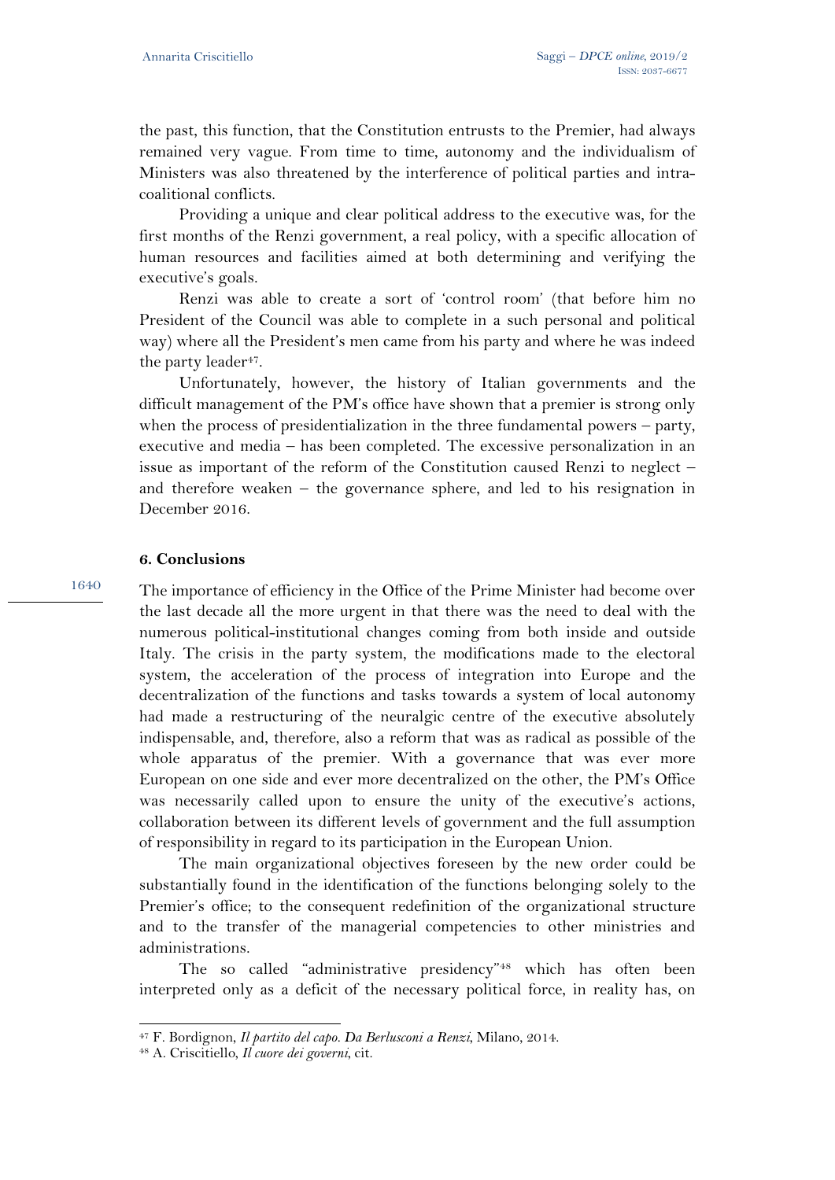the past, this function, that the Constitution entrusts to the Premier, had always remained very vague. From time to time, autonomy and the individualism of Ministers was also threatened by the interference of political parties and intra-coalitional conflicts.

Providing a unique and clear political address to the executive was, for the first months of the Renzi government, a real policy, with a specific allocation of human resources and facilities aimed at both determining and verifying the executive's goals.

Renzi was able to create a sort of 'control room' (that before him no President of the Council was able to complete in a such personal and political way) where all the President's men came from his party and where he was indeed the party leader[47].

Unfortunately, however, the history of Italian governments and the difficult management of the PM's office have shown that a premier is strong only when the process of presidentialization in the three fundamental powers – party, executive and media – has been completed. The excessive personalization in an issue as important of the reform of the Constitution caused Renzi to neglect – and therefore weaken – the governance sphere, and led to his resignation in December 2016.

### 6. Conclusions

The importance of efficiency in the Office of the Prime Minister had become over the last decade all the more urgent in that there was the need to deal with the numerous political-institutional changes coming from both inside and outside Italy. The crisis in the party system, the modifications made to the electoral system, the acceleration of the process of integration into Europe and the decentralization of the functions and tasks towards a system of local autonomy had made a restructuring of the neuralgic centre of the executive absolutely indispensable, and, therefore, also a reform that was as radical as possible of the whole apparatus of the premier. With a governance that was ever more European on one side and ever more decentralized on the other, the PM's Office was necessarily called upon to ensure the unity of the executive's actions, collaboration between its different levels of government and the full assumption of responsibility in regard to its participation in the European Union.

The main organizational objectives foreseen by the new order could be substantially found in the identification of the functions belonging solely to the Premier's office; to the consequent redefinition of the organizational structure and to the transfer of the managerial competencies to other ministries and administrations.

The so called "administrative presidency"[48] which has often been interpreted only as a deficit of the necessary political force, in reality has, on

---

[47] F. Bordignon, *Il partito del capo. Da Berlusconi a Renzi*, Milano, 2014.

[48] A. Criscitiello, *Il cuore dei governi*, cit.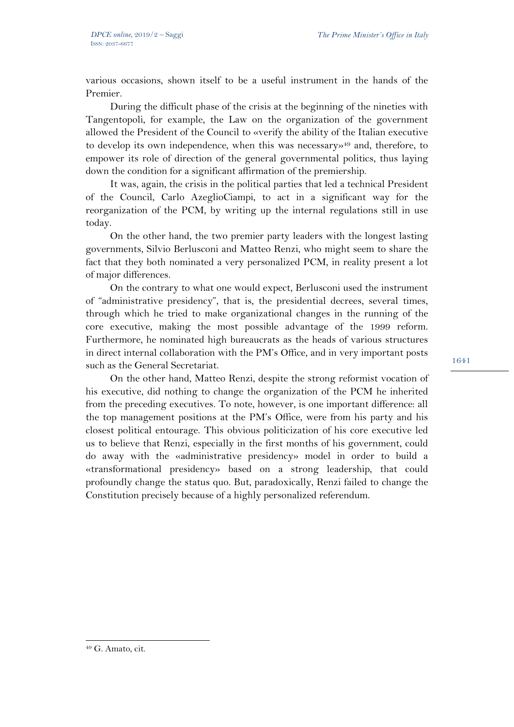various occasions, shown itself to be a useful instrument in the hands of the Premier.

During the difficult phase of the crisis at the beginning of the nineties with Tangentopoli, for example, the Law on the organization of the government allowed the President of the Council to «verify the ability of the Italian executive to develop its own independence, when this was necessary»[49] and, therefore, to empower its role of direction of the general governmental politics, thus laying down the condition for a significant affirmation of the premiership.

It was, again, the crisis in the political parties that led a technical President of the Council, Carlo AzeglioCiampi, to act in a significant way for the reorganization of the PCM, by writing up the internal regulations still in use today.

On the other hand, the two premier party leaders with the longest lasting governments, Silvio Berlusconi and Matteo Renzi, who might seem to share the fact that they both nominated a very personalized PCM, in reality present a lot of major differences.

On the contrary to what one would expect, Berlusconi used the instrument of "administrative presidency", that is, the presidential decrees, several times, through which he tried to make organizational changes in the running of the core executive, making the most possible advantage of the 1999 reform. Furthermore, he nominated high bureaucrats as the heads of various structures in direct internal collaboration with the PM's Office, and in very important posts such as the General Secretariat.

On the other hand, Matteo Renzi, despite the strong reformist vocation of his executive, did nothing to change the organization of the PCM he inherited from the preceding executives. To note, however, is one important difference: all the top management positions at the PM's Office, were from his party and his closest political entourage. This obvious politicization of his core executive led us to believe that Renzi, especially in the first months of his government, could do away with the «administrative presidency» model in order to build a «transformational presidency» based on a strong leadership, that could profoundly change the status quo. But, paradoxically, Renzi failed to change the Constitution precisely because of a highly personalized referendum.

---

[49] G. Amato, cit.